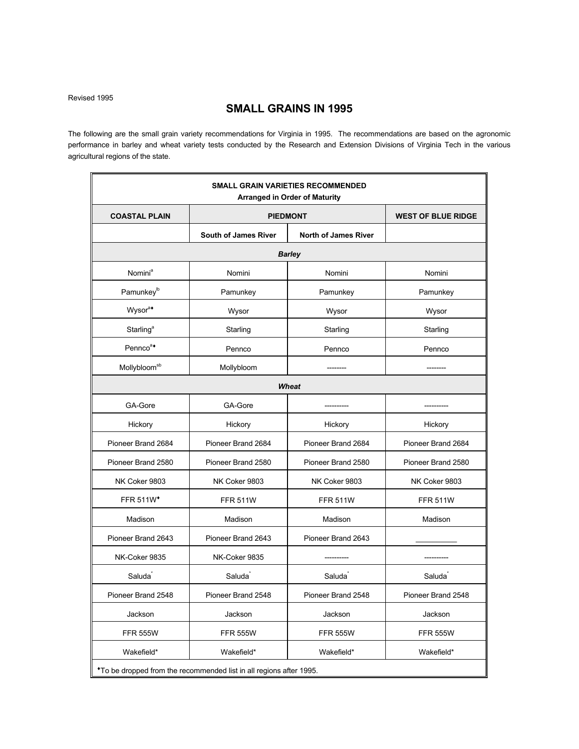Revised 1995

# SMALL GRAINS IN 1995

The following are the small grain variety recommendations for Virginia in 1995. The recommendations are based on the agronomic performance in barley and wheat variety tests conducted by the Research and Extension Divisions of Virginia Tech in the various agricultural regions of the state.

**SMALL GRAIN VARIETIES RECOMMENDED**
**Arranged in Order of Maturity**

| COASTAL PLAIN | PIEDMONT | | WEST OF BLUE RIDGE |
|---|---|---|---|
| | South of James River | North of James River | |
| ***Barley*** | | | |
| Nomini[a] | Nomini | Nomini | Nomini |
| Pamunkey[lb] | Pamunkey | Pamunkey | Pamunkey |
| Wysor[a♦] | Wysor | Wysor | Wysor |
| Starling[a] | Starling | Starling | Starling |
| Pennco[a♦] | Pennco | Pennco | Pennco |
| Mollybloom[sb] | Mollybloom | -------- | -------- |
| ***Wheat*** | | | |
| GA-Gore | GA-Gore | ---------- | ---------- |
| Hickory | Hickory | Hickory | Hickory |
| Pioneer Brand 2684 | Pioneer Brand 2684 | Pioneer Brand 2684 | Pioneer Brand 2684 |
| Pioneer Brand 2580 | Pioneer Brand 2580 | Pioneer Brand 2580 | Pioneer Brand 2580 |
| NK Coker 9803 | NK Coker 9803 | NK Coker 9803 | NK Coker 9803 |
| FFR 511W[♦] | FFR 511W | FFR 511W | FFR 511W |
| Madison | Madison | Madison | Madison |
| Pioneer Brand 2643 | Pioneer Brand 2643 | Pioneer Brand 2643 | __________ |
| NK-Coker 9835 | NK-Coker 9835 | ---------- | ---------- |
| Saluda[*] | Saluda[*] | Saluda[*] | Saluda[*] |
| Pioneer Brand 2548 | Pioneer Brand 2548 | Pioneer Brand 2548 | Pioneer Brand 2548 |
| Jackson | Jackson | Jackson | Jackson |
| FFR 555W | FFR 555W | FFR 555W | FFR 555W |
| Wakefield* | Wakefield* | Wakefield* | Wakefield* |

[♦]To be dropped from the recommended list in all regions after 1995.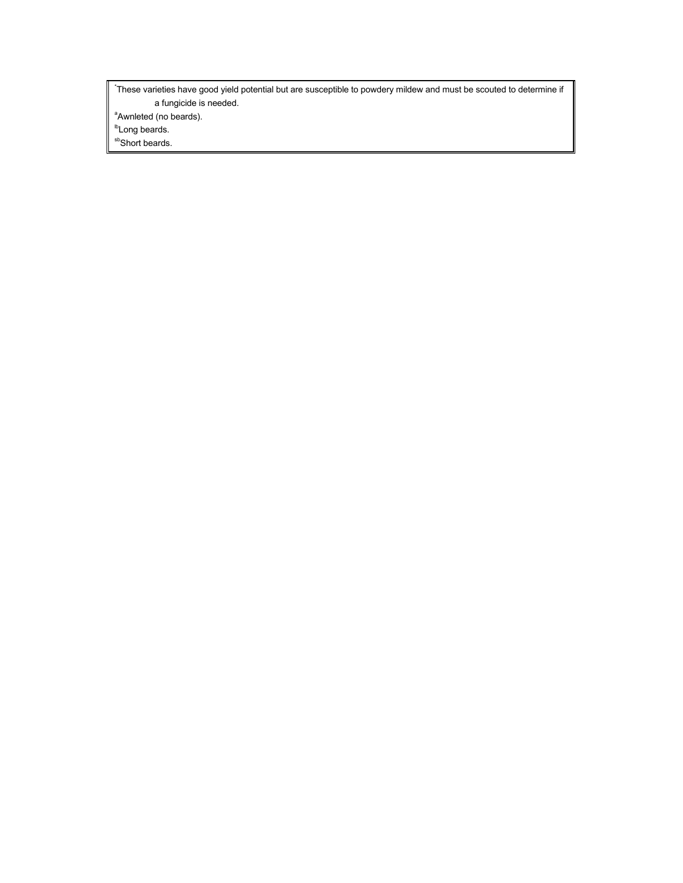[*]These varieties have good yield potential but are susceptible to powdery mildew and must be scouted to determine if a fungicide is needed.

[a]Awnleted (no beards).

[lb]Long beards.

[sb]Short beards.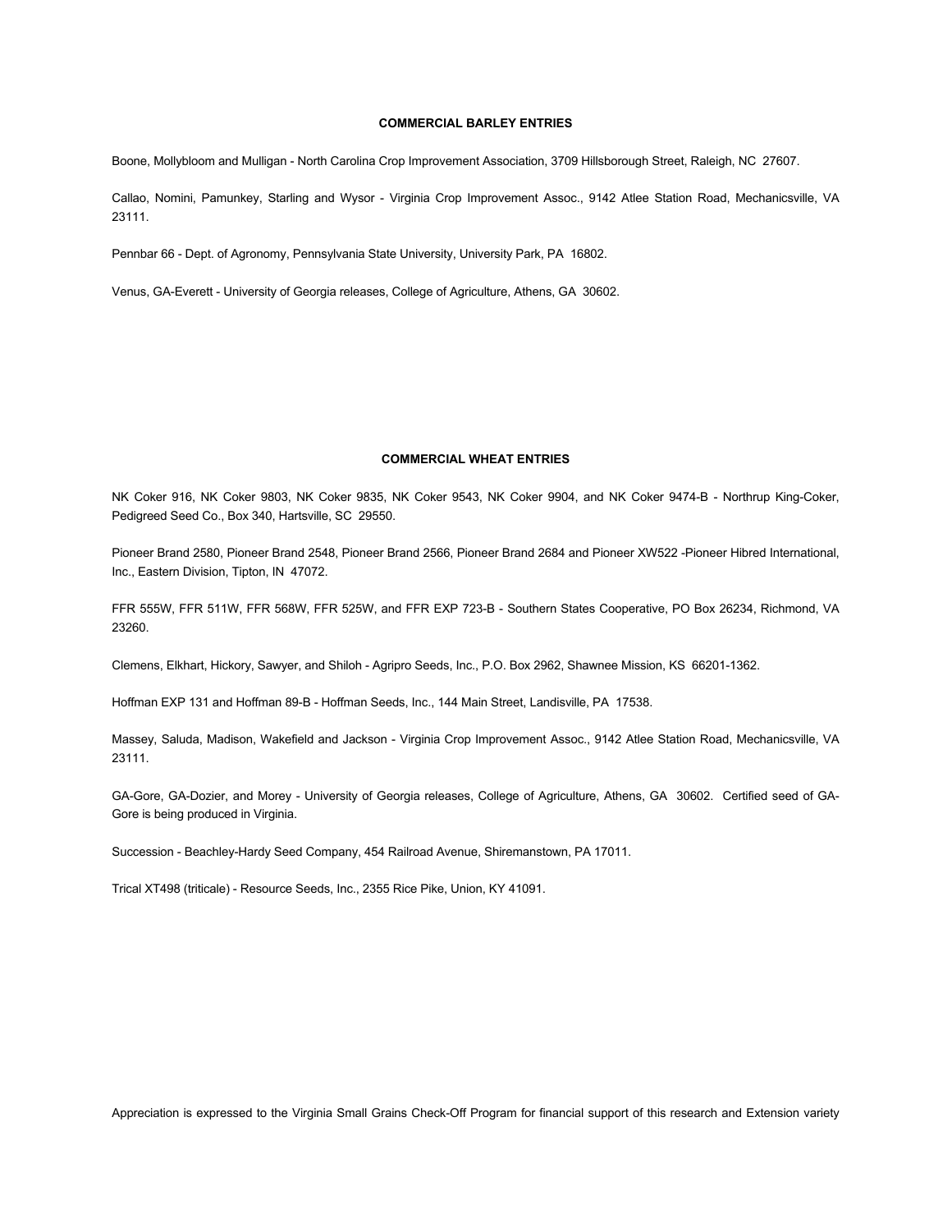## COMMERCIAL BARLEY ENTRIES

Boone, Mollybloom and Mulligan - North Carolina Crop Improvement Association, 3709 Hillsborough Street, Raleigh, NC 27607.

Callao, Nomini, Pamunkey, Starling and Wysor - Virginia Crop Improvement Assoc., 9142 Atlee Station Road, Mechanicsville, VA 23111.

Pennbar 66 - Dept. of Agronomy, Pennsylvania State University, University Park, PA 16802.

Venus, GA-Everett - University of Georgia releases, College of Agriculture, Athens, GA 30602.

## COMMERCIAL WHEAT ENTRIES

NK Coker 916, NK Coker 9803, NK Coker 9835, NK Coker 9543, NK Coker 9904, and NK Coker 9474-B - Northrup King-Coker, Pedigreed Seed Co., Box 340, Hartsville, SC 29550.

Pioneer Brand 2580, Pioneer Brand 2548, Pioneer Brand 2566, Pioneer Brand 2684 and Pioneer XW522 -Pioneer Hibred International, Inc., Eastern Division, Tipton, IN 47072.

FFR 555W, FFR 511W, FFR 568W, FFR 525W, and FFR EXP 723-B - Southern States Cooperative, PO Box 26234, Richmond, VA 23260.

Clemens, Elkhart, Hickory, Sawyer, and Shiloh - Agripro Seeds, Inc., P.O. Box 2962, Shawnee Mission, KS 66201-1362.

Hoffman EXP 131 and Hoffman 89-B - Hoffman Seeds, Inc., 144 Main Street, Landisville, PA 17538.

Massey, Saluda, Madison, Wakefield and Jackson - Virginia Crop Improvement Assoc., 9142 Atlee Station Road, Mechanicsville, VA 23111.

GA-Gore, GA-Dozier, and Morey - University of Georgia releases, College of Agriculture, Athens, GA 30602. Certified seed of GA-Gore is being produced in Virginia.

Succession - Beachley-Hardy Seed Company, 454 Railroad Avenue, Shiremanstown, PA 17011.

Trical XT498 (triticale) - Resource Seeds, Inc., 2355 Rice Pike, Union, KY 41091.

Appreciation is expressed to the Virginia Small Grains Check-Off Program for financial support of this research and Extension variety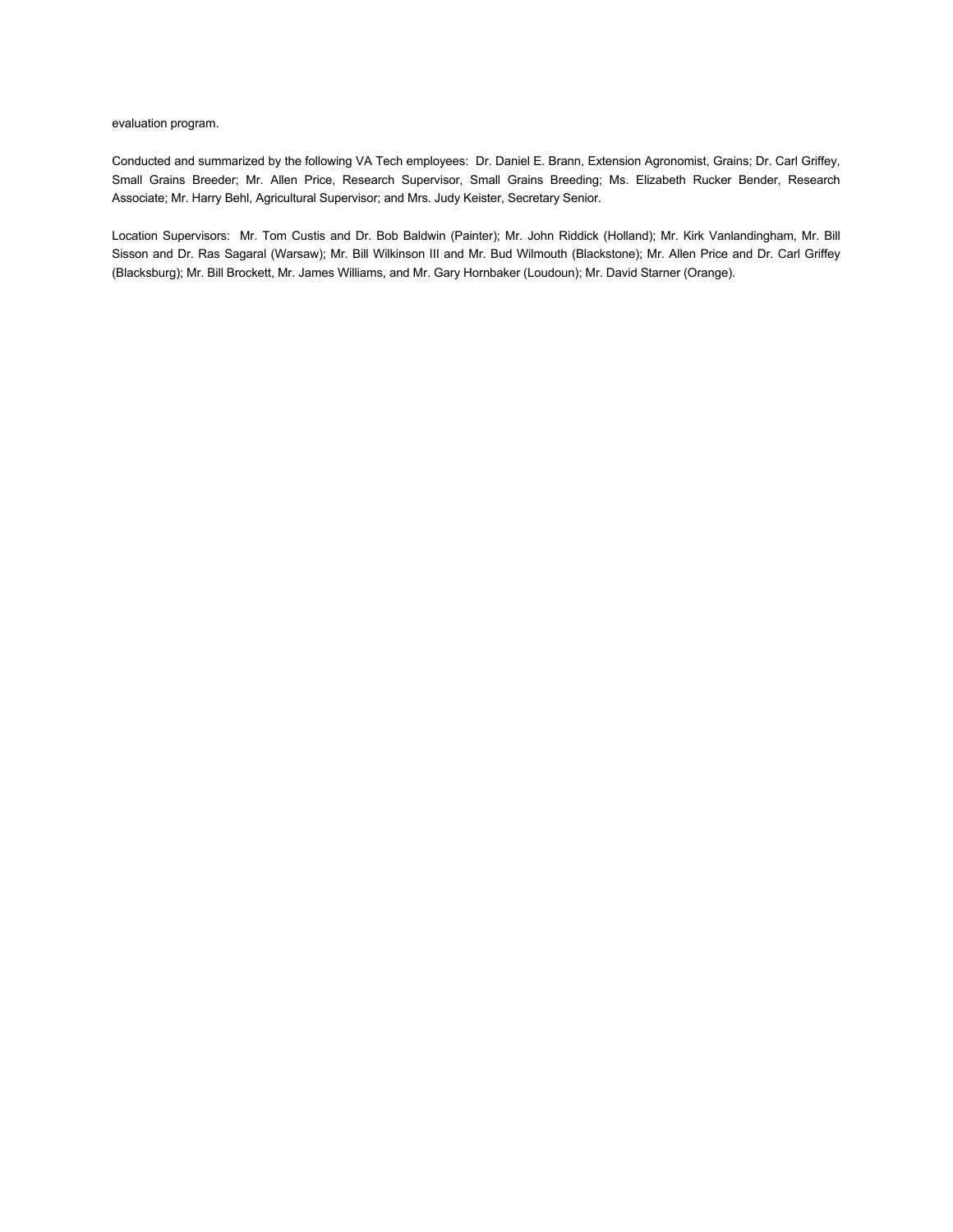evaluation program.

Conducted and summarized by the following VA Tech employees: Dr. Daniel E. Brann, Extension Agronomist, Grains; Dr. Carl Griffey, Small Grains Breeder; Mr. Allen Price, Research Supervisor, Small Grains Breeding; Ms. Elizabeth Rucker Bender, Research Associate; Mr. Harry Behl, Agricultural Supervisor; and Mrs. Judy Keister, Secretary Senior.

Location Supervisors: Mr. Tom Custis and Dr. Bob Baldwin (Painter); Mr. John Riddick (Holland); Mr. Kirk Vanlandingham, Mr. Bill Sisson and Dr. Ras Sagaral (Warsaw); Mr. Bill Wilkinson III and Mr. Bud Wilmouth (Blackstone); Mr. Allen Price and Dr. Carl Griffey (Blacksburg); Mr. Bill Brockett, Mr. James Williams, and Mr. Gary Hornbaker (Loudoun); Mr. David Starner (Orange).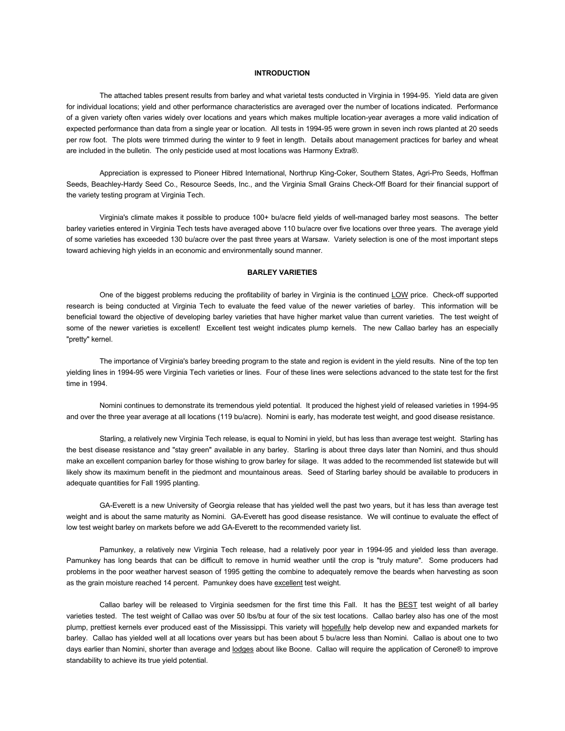## INTRODUCTION

The attached tables present results from barley and what varietal tests conducted in Virginia in 1994-95. Yield data are given for individual locations; yield and other performance characteristics are averaged over the number of locations indicated. Performance of a given variety often varies widely over locations and years which makes multiple location-year averages a more valid indication of expected performance than data from a single year or location. All tests in 1994-95 were grown in seven inch rows planted at 20 seeds per row foot. The plots were trimmed during the winter to 9 feet in length. Details about management practices for barley and wheat are included in the bulletin. The only pesticide used at most locations was Harmony Extra®.

Appreciation is expressed to Pioneer Hibred International, Northrup King-Coker, Southern States, Agri-Pro Seeds, Hoffman Seeds, Beachley-Hardy Seed Co., Resource Seeds, Inc., and the Virginia Small Grains Check-Off Board for their financial support of the variety testing program at Virginia Tech.

Virginia's climate makes it possible to produce 100+ bu/acre field yields of well-managed barley most seasons. The better barley varieties entered in Virginia Tech tests have averaged above 110 bu/acre over five locations over three years. The average yield of some varieties has exceeded 130 bu/acre over the past three years at Warsaw. Variety selection is one of the most important steps toward achieving high yields in an economic and environmentally sound manner.

## BARLEY VARIETIES

One of the biggest problems reducing the profitability of barley in Virginia is the continued LOW price. Check-off supported research is being conducted at Virginia Tech to evaluate the feed value of the newer varieties of barley. This information will be beneficial toward the objective of developing barley varieties that have higher market value than current varieties. The test weight of some of the newer varieties is excellent! Excellent test weight indicates plump kernels. The new Callao barley has an especially "pretty" kernel.

The importance of Virginia's barley breeding program to the state and region is evident in the yield results. Nine of the top ten yielding lines in 1994-95 were Virginia Tech varieties or lines. Four of these lines were selections advanced to the state test for the first time in 1994.

Nomini continues to demonstrate its tremendous yield potential. It produced the highest yield of released varieties in 1994-95 and over the three year average at all locations (119 bu/acre). Nomini is early, has moderate test weight, and good disease resistance.

Starling, a relatively new Virginia Tech release, is equal to Nomini in yield, but has less than average test weight. Starling has the best disease resistance and "stay green" available in any barley. Starling is about three days later than Nomini, and thus should make an excellent companion barley for those wishing to grow barley for silage. It was added to the recommended list statewide but will likely show its maximum benefit in the piedmont and mountainous areas. Seed of Starling barley should be available to producers in adequate quantities for Fall 1995 planting.

GA-Everett is a new University of Georgia release that has yielded well the past two years, but it has less than average test weight and is about the same maturity as Nomini. GA-Everett has good disease resistance. We will continue to evaluate the effect of low test weight barley on markets before we add GA-Everett to the recommended variety list.

Pamunkey, a relatively new Virginia Tech release, had a relatively poor year in 1994-95 and yielded less than average. Pamunkey has long beards that can be difficult to remove in humid weather until the crop is "truly mature". Some producers had problems in the poor weather harvest season of 1995 getting the combine to adequately remove the beards when harvesting as soon as the grain moisture reached 14 percent. Pamunkey does have excellent test weight.

Callao barley will be released to Virginia seedsmen for the first time this Fall. It has the BEST test weight of all barley varieties tested. The test weight of Callao was over 50 lbs/bu at four of the six test locations. Callao barley also has one of the most plump, prettiest kernels ever produced east of the Mississippi. This variety will hopefully help develop new and expanded markets for barley. Callao has yielded well at all locations over years but has been about 5 bu/acre less than Nomini. Callao is about one to two days earlier than Nomini, shorter than average and lodges about like Boone. Callao will require the application of Cerone® to improve standability to achieve its true yield potential.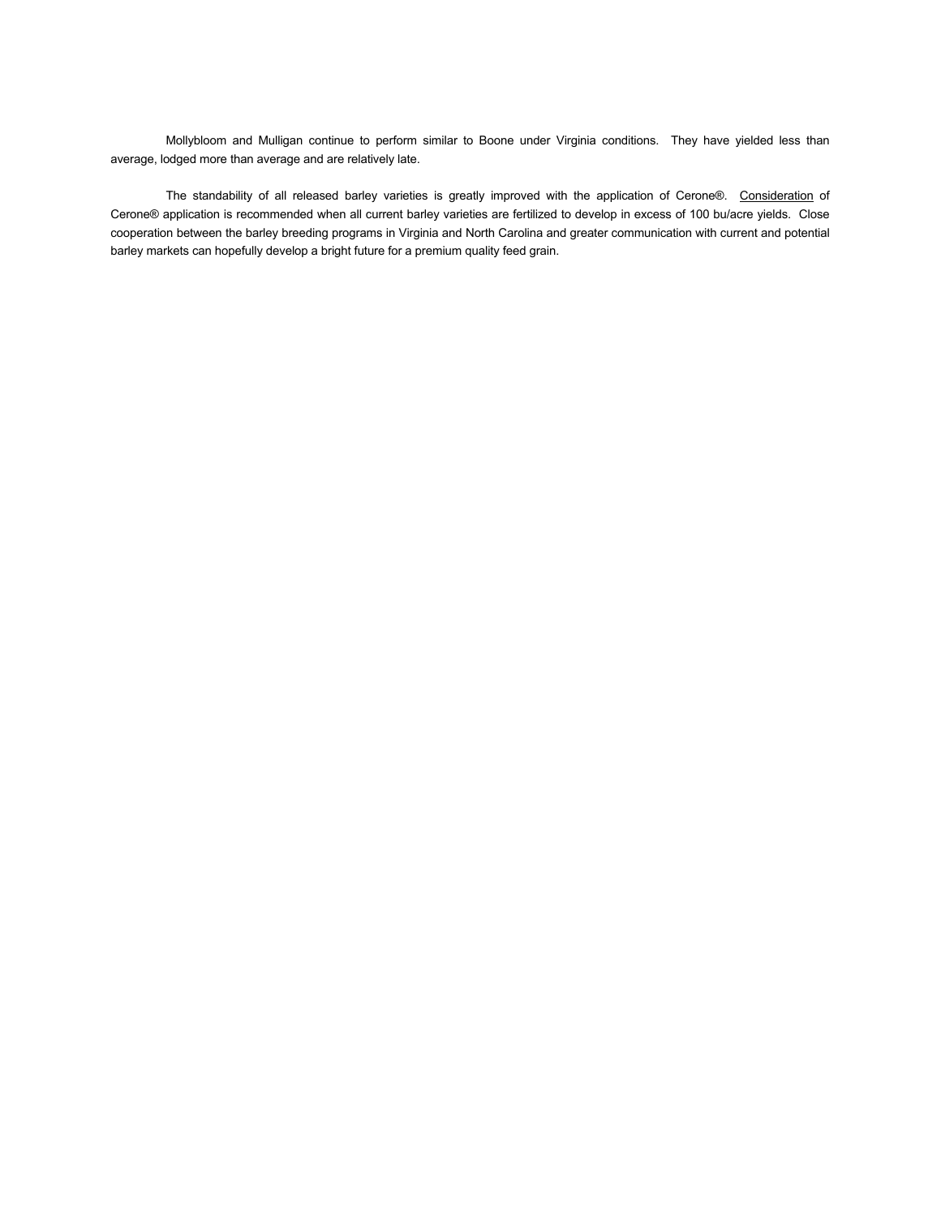Mollybloom and Mulligan continue to perform similar to Boone under Virginia conditions. They have yielded less than average, lodged more than average and are relatively late.

The standability of all released barley varieties is greatly improved with the application of Cerone®. <u>Consideration</u> of Cerone® application is recommended when all current barley varieties are fertilized to develop in excess of 100 bu/acre yields. Close cooperation between the barley breeding programs in Virginia and North Carolina and greater communication with current and potential barley markets can hopefully develop a bright future for a premium quality feed grain.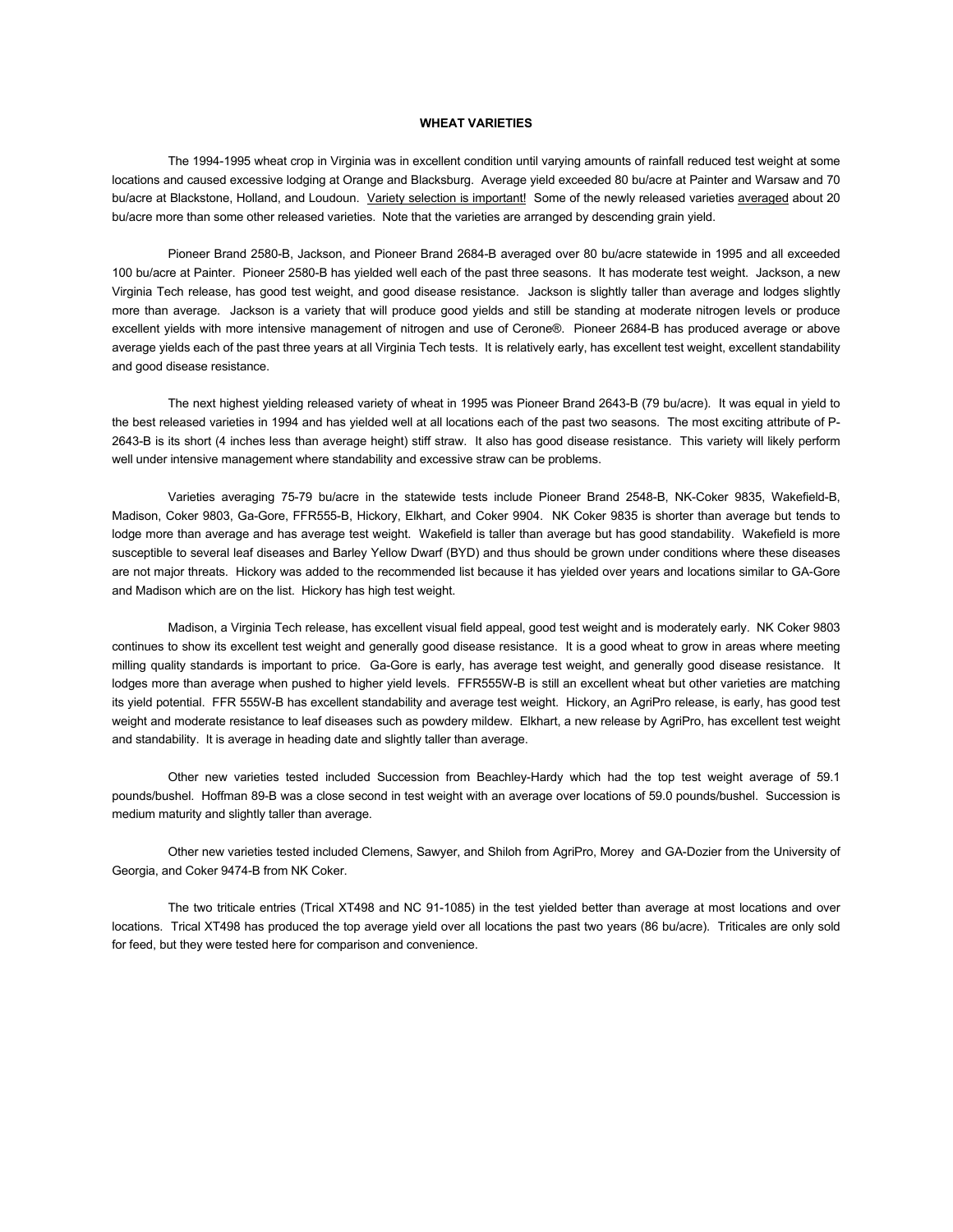## WHEAT VARIETIES

The 1994-1995 wheat crop in Virginia was in excellent condition until varying amounts of rainfall reduced test weight at some locations and caused excessive lodging at Orange and Blacksburg. Average yield exceeded 80 bu/acre at Painter and Warsaw and 70 bu/acre at Blackstone, Holland, and Loudoun. <u>Variety selection is important!</u> Some of the newly released varieties <u>averaged</u> about 20 bu/acre more than some other released varieties. Note that the varieties are arranged by descending grain yield.

Pioneer Brand 2580-B, Jackson, and Pioneer Brand 2684-B averaged over 80 bu/acre statewide in 1995 and all exceeded 100 bu/acre at Painter. Pioneer 2580-B has yielded well each of the past three seasons. It has moderate test weight. Jackson, a new Virginia Tech release, has good test weight, and good disease resistance. Jackson is slightly taller than average and lodges slightly more than average. Jackson is a variety that will produce good yields and still be standing at moderate nitrogen levels or produce excellent yields with more intensive management of nitrogen and use of Cerone®. Pioneer 2684-B has produced average or above average yields each of the past three years at all Virginia Tech tests. It is relatively early, has excellent test weight, excellent standability and good disease resistance.

The next highest yielding released variety of wheat in 1995 was Pioneer Brand 2643-B (79 bu/acre). It was equal in yield to the best released varieties in 1994 and has yielded well at all locations each of the past two seasons. The most exciting attribute of P-2643-B is its short (4 inches less than average height) stiff straw. It also has good disease resistance. This variety will likely perform well under intensive management where standability and excessive straw can be problems.

Varieties averaging 75-79 bu/acre in the statewide tests include Pioneer Brand 2548-B, NK-Coker 9835, Wakefield-B, Madison, Coker 9803, Ga-Gore, FFR555-B, Hickory, Elkhart, and Coker 9904. NK Coker 9835 is shorter than average but tends to lodge more than average and has average test weight. Wakefield is taller than average but has good standability. Wakefield is more susceptible to several leaf diseases and Barley Yellow Dwarf (BYD) and thus should be grown under conditions where these diseases are not major threats. Hickory was added to the recommended list because it has yielded over years and locations similar to GA-Gore and Madison which are on the list. Hickory has high test weight.

Madison, a Virginia Tech release, has excellent visual field appeal, good test weight and is moderately early. NK Coker 9803 continues to show its excellent test weight and generally good disease resistance. It is a good wheat to grow in areas where meeting milling quality standards is important to price. Ga-Gore is early, has average test weight, and generally good disease resistance. It lodges more than average when pushed to higher yield levels. FFR555W-B is still an excellent wheat but other varieties are matching its yield potential. FFR 555W-B has excellent standability and average test weight. Hickory, an AgriPro release, is early, has good test weight and moderate resistance to leaf diseases such as powdery mildew. Elkhart, a new release by AgriPro, has excellent test weight and standability. It is average in heading date and slightly taller than average.

Other new varieties tested included Succession from Beachley-Hardy which had the top test weight average of 59.1 pounds/bushel. Hoffman 89-B was a close second in test weight with an average over locations of 59.0 pounds/bushel. Succession is medium maturity and slightly taller than average.

Other new varieties tested included Clemens, Sawyer, and Shiloh from AgriPro, Morey and GA-Dozier from the University of Georgia, and Coker 9474-B from NK Coker.

The two triticale entries (Trical XT498 and NC 91-1085) in the test yielded better than average at most locations and over locations. Trical XT498 has produced the top average yield over all locations the past two years (86 bu/acre). Triticales are only sold for feed, but they were tested here for comparison and convenience.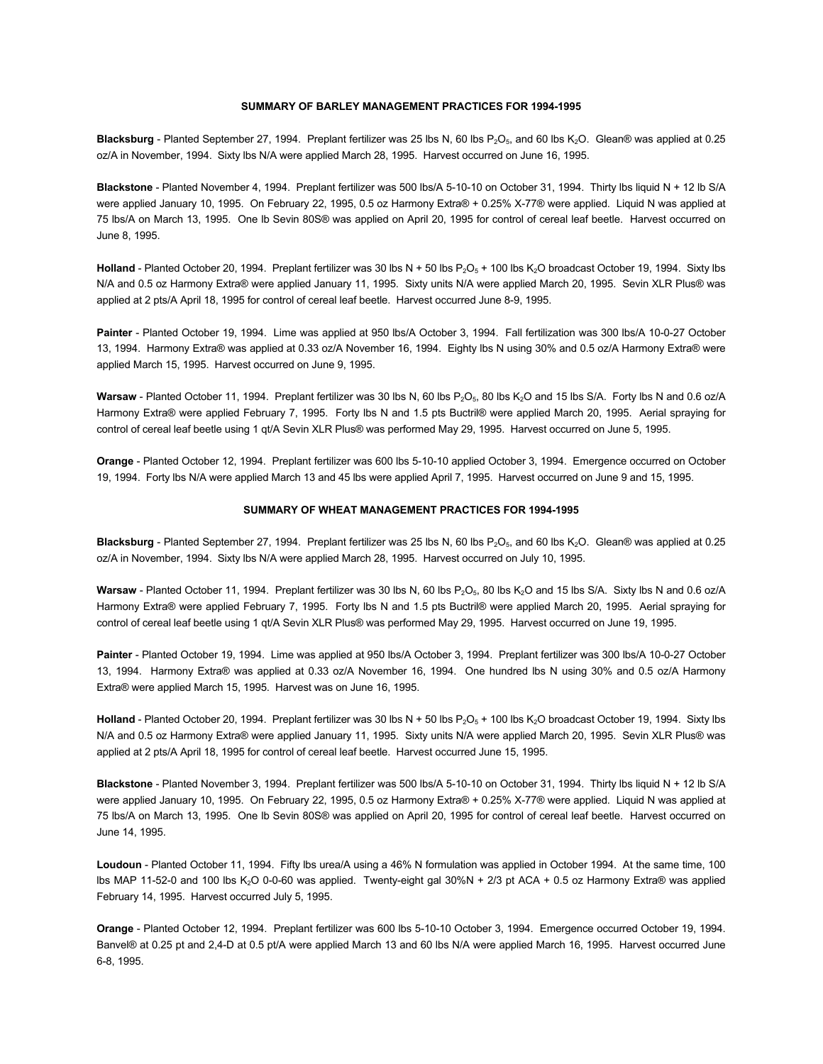## SUMMARY OF BARLEY MANAGEMENT PRACTICES FOR 1994-1995

**Blacksburg** - Planted September 27, 1994. Preplant fertilizer was 25 lbs N, 60 lbs $P_2O_5$, and 60 lbs $K_2O$. Glean® was applied at 0.25 oz/A in November, 1994. Sixty lbs N/A were applied March 28, 1995. Harvest occurred on June 16, 1995.

**Blackstone** - Planted November 4, 1994. Preplant fertilizer was 500 lbs/A 5-10-10 on October 31, 1994. Thirty lbs liquid N + 12 lb S/A were applied January 10, 1995. On February 22, 1995, 0.5 oz Harmony Extra® + 0.25% X-77® were applied. Liquid N was applied at 75 lbs/A on March 13, 1995. One lb Sevin 80S® was applied on April 20, 1995 for control of cereal leaf beetle. Harvest occurred on June 8, 1995.

**Holland** - Planted October 20, 1994. Preplant fertilizer was 30 lbs N + 50 lbs $P_2O_5$ + 100 lbs $K_2O$ broadcast October 19, 1994. Sixty lbs N/A and 0.5 oz Harmony Extra® were applied January 11, 1995. Sixty units N/A were applied March 20, 1995. Sevin XLR Plus® was applied at 2 pts/A April 18, 1995 for control of cereal leaf beetle. Harvest occurred June 8-9, 1995.

**Painter** - Planted October 19, 1994. Lime was applied at 950 lbs/A October 3, 1994. Fall fertilization was 300 lbs/A 10-0-27 October 13, 1994. Harmony Extra® was applied at 0.33 oz/A November 16, 1994. Eighty lbs N using 30% and 0.5 oz/A Harmony Extra® were applied March 15, 1995. Harvest occurred on June 9, 1995.

**Warsaw** - Planted October 11, 1994. Preplant fertilizer was 30 lbs N, 60 lbs $P_2O_5$, 80 lbs $K_2O$ and 15 lbs S/A. Forty lbs N and 0.6 oz/A Harmony Extra® were applied February 7, 1995. Forty lbs N and 1.5 pts Buctril® were applied March 20, 1995. Aerial spraying for control of cereal leaf beetle using 1 qt/A Sevin XLR Plus® was performed May 29, 1995. Harvest occurred on June 5, 1995.

**Orange** - Planted October 12, 1994. Preplant fertilizer was 600 lbs 5-10-10 applied October 3, 1994. Emergence occurred on October 19, 1994. Forty lbs N/A were applied March 13 and 45 lbs were applied April 7, 1995. Harvest occurred on June 9 and 15, 1995.

## SUMMARY OF WHEAT MANAGEMENT PRACTICES FOR 1994-1995

**Blacksburg** - Planted September 27, 1994. Preplant fertilizer was 25 lbs N, 60 lbs $P_2O_5$, and 60 lbs $K_2O$. Glean® was applied at 0.25 oz/A in November, 1994. Sixty lbs N/A were applied March 28, 1995. Harvest occurred on July 10, 1995.

**Warsaw** - Planted October 11, 1994. Preplant fertilizer was 30 lbs N, 60 lbs $P_2O_5$, 80 lbs $K_2O$ and 15 lbs S/A. Sixty lbs N and 0.6 oz/A Harmony Extra® were applied February 7, 1995. Forty lbs N and 1.5 pts Buctril® were applied March 20, 1995. Aerial spraying for control of cereal leaf beetle using 1 qt/A Sevin XLR Plus® was performed May 29, 1995. Harvest occurred on June 19, 1995.

**Painter** - Planted October 19, 1994. Lime was applied at 950 lbs/A October 3, 1994. Preplant fertilizer was 300 lbs/A 10-0-27 October 13, 1994. Harmony Extra® was applied at 0.33 oz/A November 16, 1994. One hundred lbs N using 30% and 0.5 oz/A Harmony Extra® were applied March 15, 1995. Harvest was on June 16, 1995.

**Holland** - Planted October 20, 1994. Preplant fertilizer was 30 lbs N + 50 lbs $P_2O_5$ + 100 lbs $K_2O$ broadcast October 19, 1994. Sixty lbs N/A and 0.5 oz Harmony Extra® were applied January 11, 1995. Sixty units N/A were applied March 20, 1995. Sevin XLR Plus® was applied at 2 pts/A April 18, 1995 for control of cereal leaf beetle. Harvest occurred June 15, 1995.

**Blackstone** - Planted November 3, 1994. Preplant fertilizer was 500 lbs/A 5-10-10 on October 31, 1994. Thirty lbs liquid N + 12 lb S/A were applied January 10, 1995. On February 22, 1995, 0.5 oz Harmony Extra® + 0.25% X-77® were applied. Liquid N was applied at 75 lbs/A on March 13, 1995. One lb Sevin 80S® was applied on April 20, 1995 for control of cereal leaf beetle. Harvest occurred on June 14, 1995.

**Loudoun** - Planted October 11, 1994. Fifty lbs urea/A using a 46% N formulation was applied in October 1994. At the same time, 100 lbs MAP 11-52-0 and 100 lbs $K_2O$ 0-0-60 was applied. Twenty-eight gal 30%N + 2/3 pt ACA + 0.5 oz Harmony Extra® was applied February 14, 1995. Harvest occurred July 5, 1995.

**Orange** - Planted October 12, 1994. Preplant fertilizer was 600 lbs 5-10-10 October 3, 1994. Emergence occurred October 19, 1994. Banvel® at 0.25 pt and 2,4-D at 0.5 pt/A were applied March 13 and 60 lbs N/A were applied March 16, 1995. Harvest occurred June 6-8, 1995.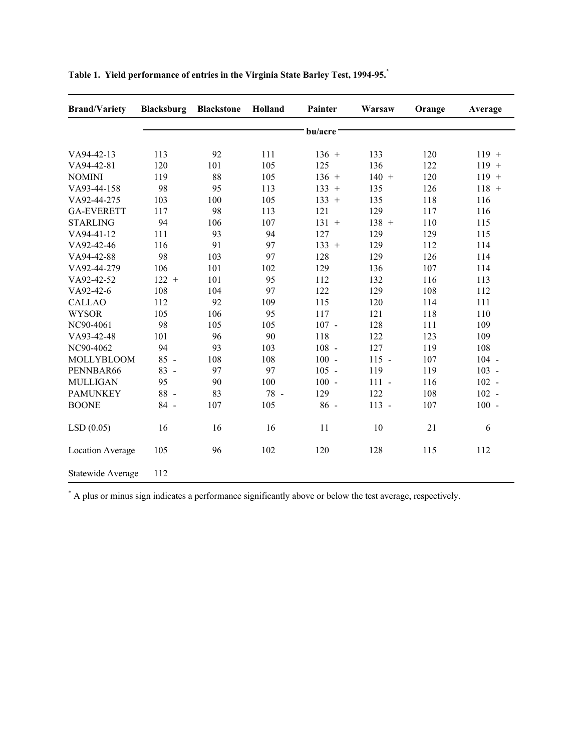**Table 1. Yield performance of entries in the Virginia State Barley Test, 1994-95.**[*]

| Brand/Variety | Blacksburg | Blackstone | Holland | Painter | Warsaw | Orange | Average |
|---|---|---|---|---|---|---|---|
| | bu/acre | | | | | | |
| VA94-42-13 | 113 | 92 | 111 | 136 + | 133 | 120 | 119 + |
| VA94-42-81 | 120 | 101 | 105 | 125 | 136 | 122 | 119 + |
| NOMINI | 119 | 88 | 105 | 136 + | 140 + | 120 | 119 + |
| VA93-44-158 | 98 | 95 | 113 | 133 + | 135 | 126 | 118 + |
| VA92-44-275 | 103 | 100 | 105 | 133 + | 135 | 118 | 116 |
| GA-EVERETT | 117 | 98 | 113 | 121 | 129 | 117 | 116 |
| STARLING | 94 | 106 | 107 | 131 + | 138 + | 110 | 115 |
| VA94-41-12 | 111 | 93 | 94 | 127 | 129 | 129 | 115 |
| VA92-42-46 | 116 | 91 | 97 | 133 + | 129 | 112 | 114 |
| VA94-42-88 | 98 | 103 | 97 | 128 | 129 | 126 | 114 |
| VA92-44-279 | 106 | 101 | 102 | 129 | 136 | 107 | 114 |
| VA92-42-52 | 122 + | 101 | 95 | 112 | 132 | 116 | 113 |
| VA92-42-6 | 108 | 104 | 97 | 122 | 129 | 108 | 112 |
| CALLAO | 112 | 92 | 109 | 115 | 120 | 114 | 111 |
| WYSOR | 105 | 106 | 95 | 117 | 121 | 118 | 110 |
| NC90-4061 | 98 | 105 | 105 | 107 - | 128 | 111 | 109 |
| VA93-42-48 | 101 | 96 | 90 | 118 | 122 | 123 | 109 |
| NC90-4062 | 94 | 93 | 103 | 108 - | 127 | 119 | 108 |
| MOLLYBLOOM | 85 - | 108 | 108 | 100 - | 115 - | 107 | 104 - |
| PENNBAR66 | 83 - | 97 | 97 | 105 - | 119 | 119 | 103 - |
| MULLIGAN | 95 | 90 | 100 | 100 - | 111 - | 116 | 102 - |
| PAMUNKEY | 88 - | 83 | 78 - | 129 | 122 | 108 | 102 - |
| BOONE | 84 - | 107 | 105 | 86 - | 113 - | 107 | 100 - |
| LSD (0.05) | 16 | 16 | 16 | 11 | 10 | 21 | 6 |
| Location Average | 105 | 96 | 102 | 120 | 128 | 115 | 112 |
| Statewide Average | 112 | | | | | | |

[*] A plus or minus sign indicates a performance significantly above or below the test average, respectively.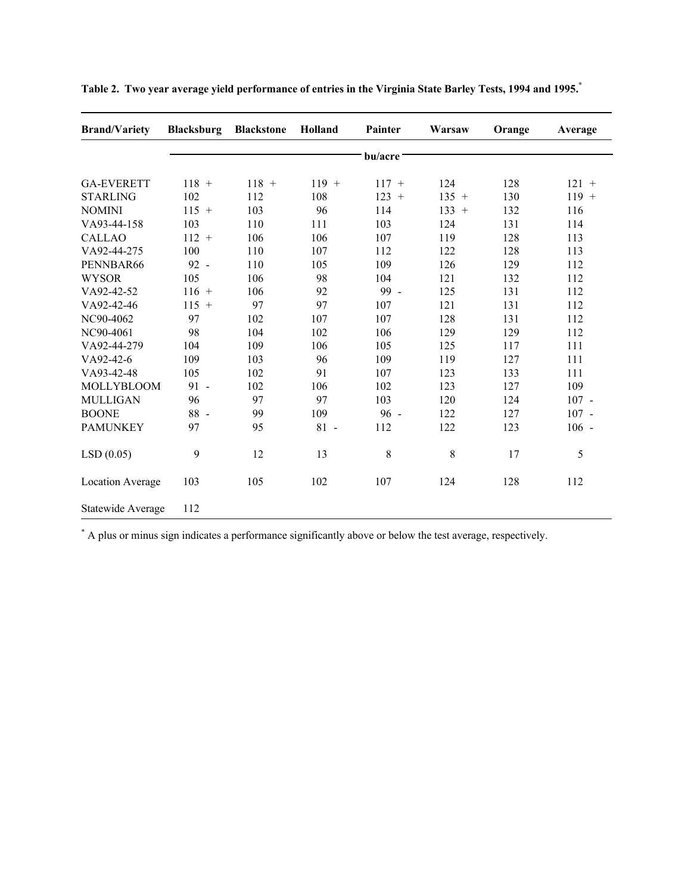**Table 2. Two year average yield performance of entries in the Virginia State Barley Tests, 1994 and 1995.***

| Brand/Variety | Blacksburg | Blackstone | Holland | Painter | Warsaw | Orange | Average |
|---|---|---|---|---|---|---|---|
| | bu/acre | | | | | | |
| GA-EVERETT | 118 + | 118 + | 119 + | 117 + | 124 | 128 | 121 + |
| STARLING | 102 | 112 | 108 | 123 + | 135 + | 130 | 119 + |
| NOMINI | 115 + | 103 | 96 | 114 | 133 + | 132 | 116 |
| VA93-44-158 | 103 | 110 | 111 | 103 | 124 | 131 | 114 |
| CALLAO | 112 + | 106 | 106 | 107 | 119 | 128 | 113 |
| VA92-44-275 | 100 | 110 | 107 | 112 | 122 | 128 | 113 |
| PENNBAR66 | 92 - | 110 | 105 | 109 | 126 | 129 | 112 |
| WYSOR | 105 | 106 | 98 | 104 | 121 | 132 | 112 |
| VA92-42-52 | 116 + | 106 | 92 | 99 - | 125 | 131 | 112 |
| VA92-42-46 | 115 + | 97 | 97 | 107 | 121 | 131 | 112 |
| NC90-4062 | 97 | 102 | 107 | 107 | 128 | 131 | 112 |
| NC90-4061 | 98 | 104 | 102 | 106 | 129 | 129 | 112 |
| VA92-44-279 | 104 | 109 | 106 | 105 | 125 | 117 | 111 |
| VA92-42-6 | 109 | 103 | 96 | 109 | 119 | 127 | 111 |
| VA93-42-48 | 105 | 102 | 91 | 107 | 123 | 133 | 111 |
| MOLLYBLOOM | 91 - | 102 | 106 | 102 | 123 | 127 | 109 |
| MULLIGAN | 96 | 97 | 97 | 103 | 120 | 124 | 107 - |
| BOONE | 88 - | 99 | 109 | 96 - | 122 | 127 | 107 - |
| PAMUNKEY | 97 | 95 | 81 - | 112 | 122 | 123 | 106 - |
| LSD (0.05) | 9 | 12 | 13 | 8 | 8 | 17 | 5 |
| Location Average | 103 | 105 | 102 | 107 | 124 | 128 | 112 |
| Statewide Average | 112 | | | | | | |

* A plus or minus sign indicates a performance significantly above or below the test average, respectively.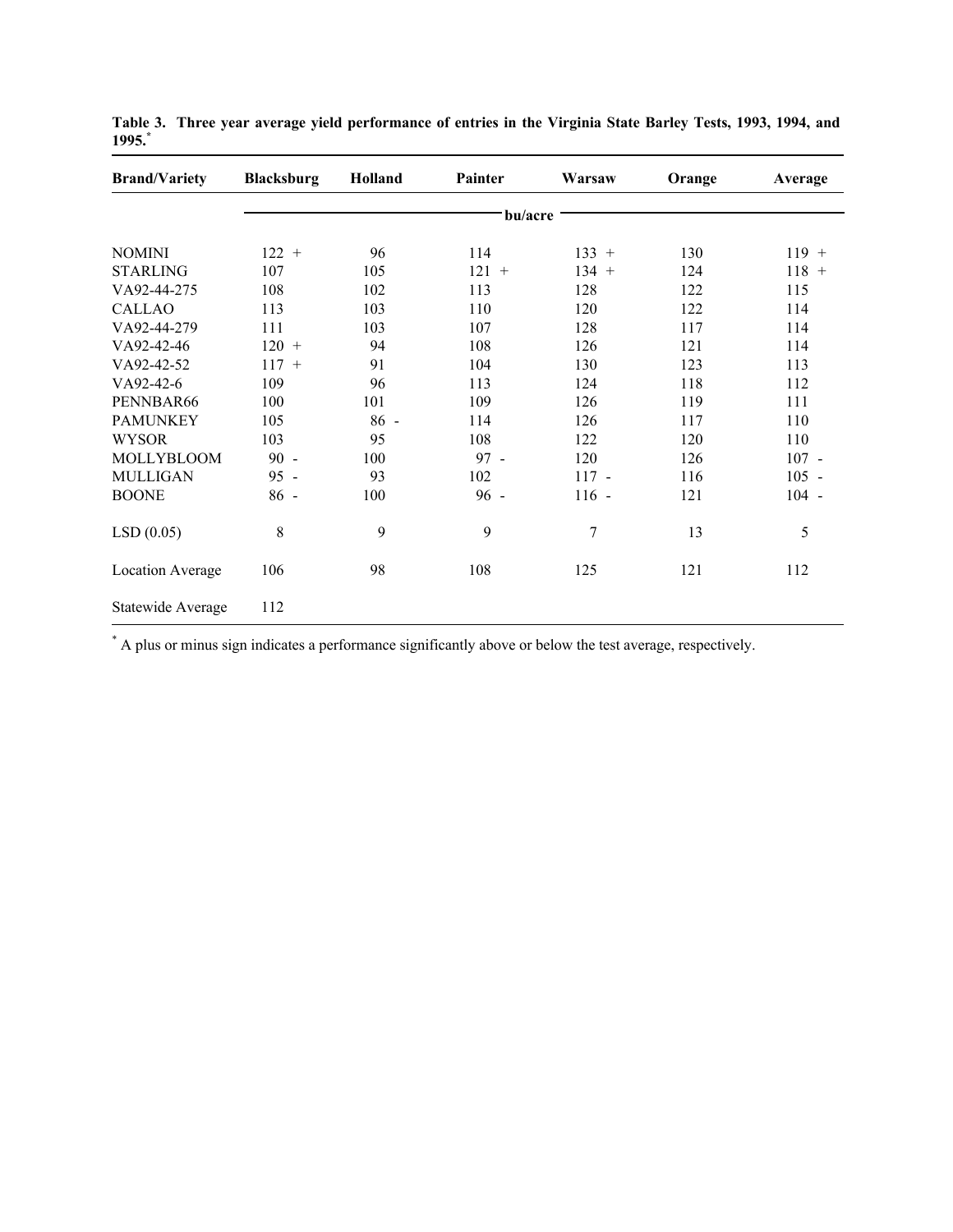**Table 3. Three year average yield performance of entries in the Virginia State Barley Tests, 1993, 1994, and 1995.**[*]

| Brand/Variety | Blacksburg | Holland | Painter | Warsaw | Orange | Average |
|---|---|---|---|---|---|---|
| | bu/acre | | | | | |
| NOMINI | 122 + | 96 | 114 | 133 + | 130 | 119 + |
| STARLING | 107 | 105 | 121 + | 134 + | 124 | 118 + |
| VA92-44-275 | 108 | 102 | 113 | 128 | 122 | 115 |
| CALLAO | 113 | 103 | 110 | 120 | 122 | 114 |
| VA92-44-279 | 111 | 103 | 107 | 128 | 117 | 114 |
| VA92-42-46 | 120 + | 94 | 108 | 126 | 121 | 114 |
| VA92-42-52 | 117 + | 91 | 104 | 130 | 123 | 113 |
| VA92-42-6 | 109 | 96 | 113 | 124 | 118 | 112 |
| PENNBAR66 | 100 | 101 | 109 | 126 | 119 | 111 |
| PAMUNKEY | 105 | 86 - | 114 | 126 | 117 | 110 |
| WYSOR | 103 | 95 | 108 | 122 | 120 | 110 |
| MOLLYBLOOM | 90 - | 100 | 97 - | 120 | 126 | 107 - |
| MULLIGAN | 95 - | 93 | 102 | 117 - | 116 | 105 - |
| BOONE | 86 - | 100 | 96 - | 116 - | 121 | 104 - |
| LSD (0.05) | 8 | 9 | 9 | 7 | 13 | 5 |
| Location Average | 106 | 98 | 108 | 125 | 121 | 112 |
| Statewide Average | 112 | | | | | |

[*] A plus or minus sign indicates a performance significantly above or below the test average, respectively.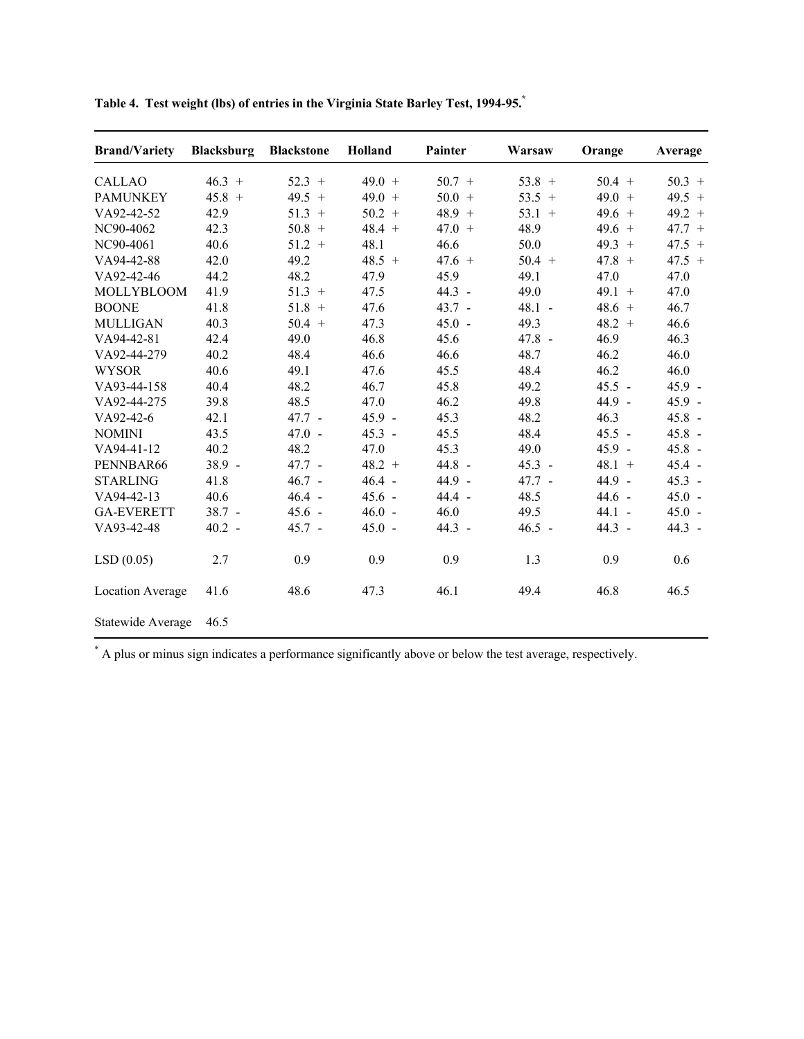**Table 4. Test weight (lbs) of entries in the Virginia State Barley Test, 1994-95.**[*]

| Brand/Variety | Blacksburg | Blackstone | Holland | Painter | Warsaw | Orange | Average |
|---|---|---|---|---|---|---|---|
| CALLAO | 46.3 + | 52.3 + | 49.0 + | 50.7 + | 53.8 + | 50.4 + | 50.3 + |
| PAMUNKEY | 45.8 + | 49.5 + | 49.0 + | 50.0 + | 53.5 + | 49.0 + | 49.5 + |
| VA92-42-52 | 42.9 | 51.3 + | 50.2 + | 48.9 + | 53.1 + | 49.6 + | 49.2 + |
| NC90-4062 | 42.3 | 50.8 + | 48.4 + | 47.0 + | 48.9 | 49.6 + | 47.7 + |
| NC90-4061 | 40.6 | 51.2 + | 48.1 | 46.6 | 50.0 | 49.3 + | 47.5 + |
| VA94-42-88 | 42.0 | 49.2 | 48.5 + | 47.6 + | 50.4 + | 47.8 + | 47.5 + |
| VA92-42-46 | 44.2 | 48.2 | 47.9 | 45.9 | 49.1 | 47.0 | 47.0 |
| MOLLYBLOOM | 41.9 | 51.3 + | 47.5 | 44.3 - | 49.0 | 49.1 + | 47.0 |
| BOONE | 41.8 | 51.8 + | 47.6 | 43.7 - | 48.1 - | 48.6 + | 46.7 |
| MULLIGAN | 40.3 | 50.4 + | 47.3 | 45.0 - | 49.3 | 48.2 + | 46.6 |
| VA94-42-81 | 42.4 | 49.0 | 46.8 | 45.6 | 47.8 - | 46.9 | 46.3 |
| VA92-44-279 | 40.2 | 48.4 | 46.6 | 46.6 | 48.7 | 46.2 | 46.0 |
| WYSOR | 40.6 | 49.1 | 47.6 | 45.5 | 48.4 | 46.2 | 46.0 |
| VA93-44-158 | 40.4 | 48.2 | 46.7 | 45.8 | 49.2 | 45.5 - | 45.9 - |
| VA92-44-275 | 39.8 | 48.5 | 47.0 | 46.2 | 49.8 | 44.9 - | 45.9 - |
| VA92-42-6 | 42.1 | 47.7 - | 45.9 - | 45.3 | 48.2 | 46.3 | 45.8 - |
| NOMINI | 43.5 | 47.0 - | 45.3 - | 45.5 | 48.4 | 45.5 - | 45.8 - |
| VA94-41-12 | 40.2 | 48.2 | 47.0 | 45.3 | 49.0 | 45.9 - | 45.8 - |
| PENNBAR66 | 38.9 - | 47.7 - | 48.2 + | 44.8 - | 45.3 - | 48.1 + | 45.4 - |
| STARLING | 41.8 | 46.7 - | 46.4 - | 44.9 - | 47.7 - | 44.9 - | 45.3 - |
| VA94-42-13 | 40.6 | 46.4 - | 45.6 - | 44.4 - | 48.5 | 44.6 - | 45.0 - |
| GA-EVERETT | 38.7 - | 45.6 - | 46.0 - | 46.0 | 49.5 | 44.1 - | 45.0 - |
| VA93-42-48 | 40.2 - | 45.7 - | 45.0 - | 44.3 - | 46.5 - | 44.3 - | 44.3 - |
| LSD (0.05) | 2.7 | 0.9 | 0.9 | 0.9 | 1.3 | 0.9 | 0.6 |
| Location Average | 41.6 | 48.6 | 47.3 | 46.1 | 49.4 | 46.8 | 46.5 |
| Statewide Average | 46.5 | | | | | | |

[*] A plus or minus sign indicates a performance significantly above or below the test average, respectively.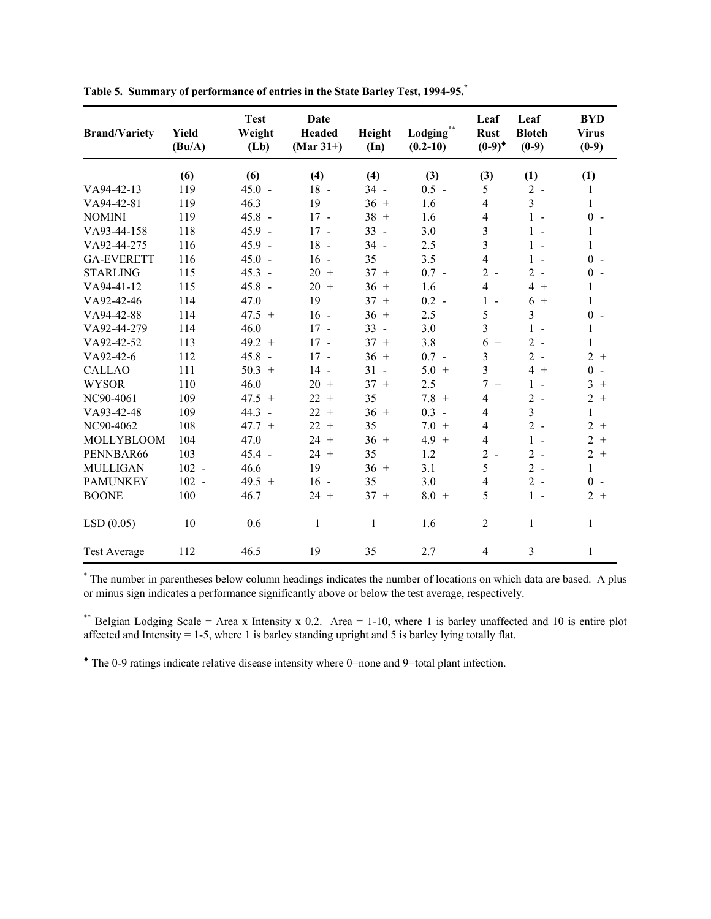**Table 5. Summary of performance of entries in the State Barley Test, 1994-95.**[*]

| Brand/Variety | Yield (Bu/A) | Test Weight (Lb) | Date Headed (Mar 31+) | Height (In) | Lodging[**] (0.2-10) | Leaf Rust (0-9)[♦] | Leaf Blotch (0-9) | BYD Virus (0-9) |
|---|---|---|---|---|---|---|---|---|
| | (6) | (6) | (4) | (4) | (3) | (3) | (1) | (1) |
| VA94-42-13 | 119 | 45.0 - | 18 - | 34 - | 0.5 - | 5 | 2 - | 1 |
| VA94-42-81 | 119 | 46.3 | 19 | 36 + | 1.6 | 4 | 3 | 1 |
| NOMINI | 119 | 45.8 - | 17 - | 38 + | 1.6 | 4 | 1 - | 0 - |
| VA93-44-158 | 118 | 45.9 - | 17 - | 33 - | 3.0 | 3 | 1 - | 1 |
| VA92-44-275 | 116 | 45.9 - | 18 - | 34 - | 2.5 | 3 | 1 - | 1 |
| GA-EVERETT | 116 | 45.0 - | 16 - | 35 | 3.5 | 4 | 1 - | 0 - |
| STARLING | 115 | 45.3 - | 20 + | 37 + | 0.7 - | 2 - | 2 - | 0 - |
| VA94-41-12 | 115 | 45.8 - | 20 + | 36 + | 1.6 | 4 | 4 + | 1 |
| VA92-42-46 | 114 | 47.0 | 19 | 37 + | 0.2 - | 1 - | 6 + | 1 |
| VA94-42-88 | 114 | 47.5 + | 16 - | 36 + | 2.5 | 5 | 3 | 0 - |
| VA92-44-279 | 114 | 46.0 | 17 - | 33 - | 3.0 | 3 | 1 - | 1 |
| VA92-42-52 | 113 | 49.2 + | 17 - | 37 + | 3.8 | 6 + | 2 - | 1 |
| VA92-42-6 | 112 | 45.8 - | 17 - | 36 + | 0.7 - | 3 | 2 - | 2 + |
| CALLAO | 111 | 50.3 + | 14 - | 31 - | 5.0 + | 3 | 4 + | 0 - |
| WYSOR | 110 | 46.0 | 20 + | 37 + | 2.5 | 7 + | 1 - | 3 + |
| NC90-4061 | 109 | 47.5 + | 22 + | 35 | 7.8 + | 4 | 2 - | 2 + |
| VA93-42-48 | 109 | 44.3 - | 22 + | 36 + | 0.3 - | 4 | 3 | 1 |
| NC90-4062 | 108 | 47.7 + | 22 + | 35 | 7.0 + | 4 | 2 - | 2 + |
| MOLLYBLOOM | 104 | 47.0 | 24 + | 36 + | 4.9 + | 4 | 1 - | 2 + |
| PENNBAR66 | 103 | 45.4 - | 24 + | 35 | 1.2 | 2 - | 2 - | 2 + |
| MULLIGAN | 102 - | 46.6 | 19 | 36 + | 3.1 | 5 | 2 - | 1 |
| PAMUNKEY | 102 - | 49.5 + | 16 - | 35 | 3.0 | 4 | 2 - | 0 - |
| BOONE | 100 | 46.7 | 24 + | 37 + | 8.0 + | 5 | 1 - | 2 + |
| LSD (0.05) | 10 | 0.6 | 1 | 1 | 1.6 | 2 | 1 | 1 |
| Test Average | 112 | 46.5 | 19 | 35 | 2.7 | 4 | 3 | 1 |

[*] The number in parentheses below column headings indicates the number of locations on which data are based. A plus or minus sign indicates a performance significantly above or below the test average, respectively.

[**] Belgian Lodging Scale = Area x Intensity x 0.2. Area = 1-10, where 1 is barley unaffected and 10 is entire plot affected and Intensity = 1-5, where 1 is barley standing upright and 5 is barley lying totally flat.

[♦] The 0-9 ratings indicate relative disease intensity where 0=none and 9=total plant infection.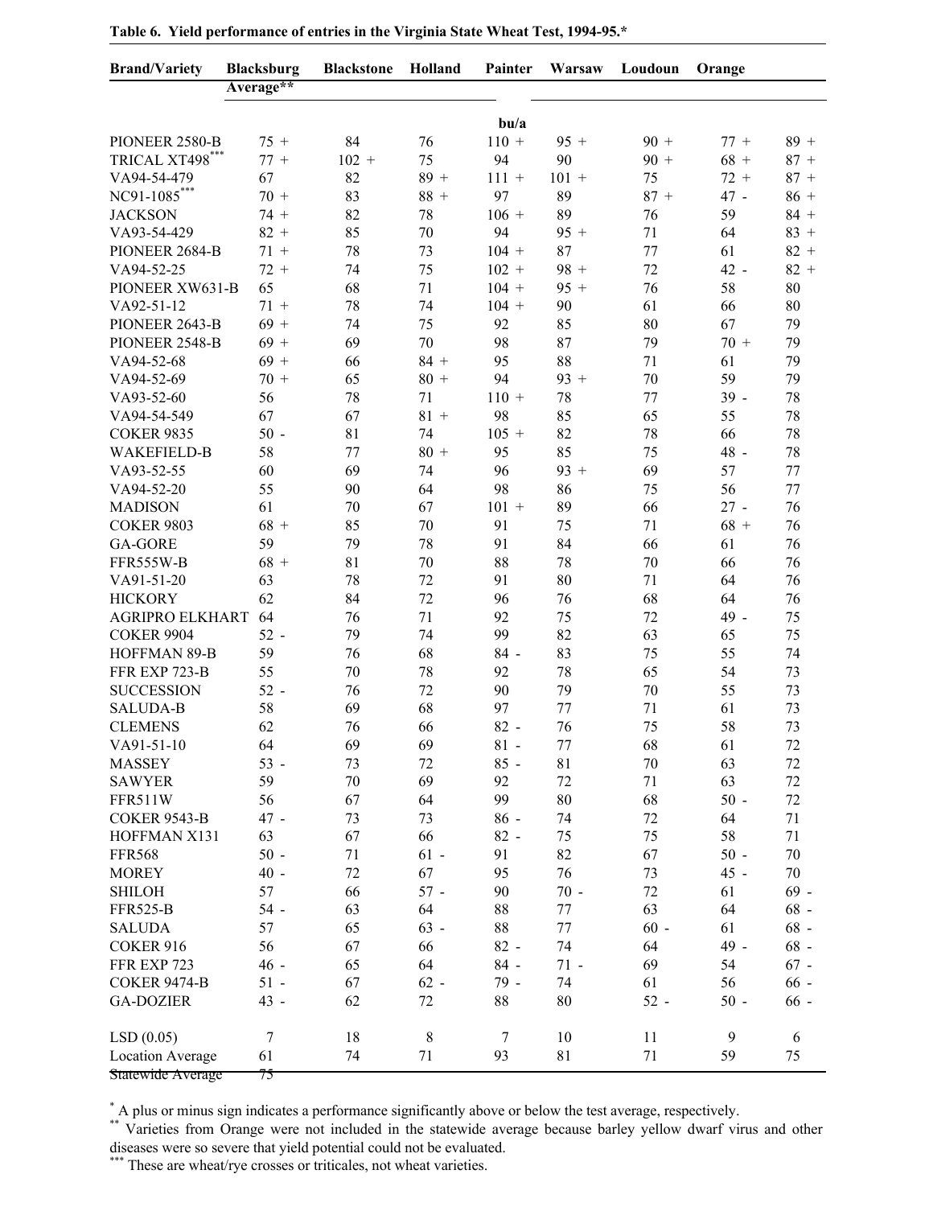**Table 6. Yield performance of entries in the Virginia State Wheat Test, 1994-95.***

| Brand/Variety | Blacksburg | Blackstone | Holland | Painter | Warsaw | Loudoun | Orange | Average** |
|---|---|---|---|---|---|---|---|---|
| | | | | bu/a | | | | |
| PIONEER 2580-B | 75 + | 84 | 76 | 110 + | 95 + | 90 + | 77 + | 89 + |
| TRICAL XT498*** | 77 + | 102 + | 75 | 94 | 90 | 90 + | 68 + | 87 + |
| VA94-54-479 | 67 | 82 | 89 + | 111 + | 101 + | 75 | 72 + | 87 + |
| NC91-1085*** | 70 + | 83 | 88 + | 97 | 89 | 87 + | 47 - | 86 + |
| JACKSON | 74 + | 82 | 78 | 106 + | 89 | 76 | 59 | 84 + |
| VA93-54-429 | 82 + | 85 | 70 | 94 | 95 + | 71 | 64 | 83 + |
| PIONEER 2684-B | 71 + | 78 | 73 | 104 + | 87 | 77 | 61 | 82 + |
| VA94-52-25 | 72 + | 74 | 75 | 102 + | 98 + | 72 | 42 - | 82 + |
| PIONEER XW631-B | 65 | 68 | 71 | 104 + | 95 + | 76 | 58 | 80 |
| VA92-51-12 | 71 + | 78 | 74 | 104 + | 90 | 61 | 66 | 80 |
| PIONEER 2643-B | 69 + | 74 | 75 | 92 | 85 | 80 | 67 | 79 |
| PIONEER 2548-B | 69 + | 69 | 70 | 98 | 87 | 79 | 70 + | 79 |
| VA94-52-68 | 69 + | 66 | 84 + | 95 | 88 | 71 | 61 | 79 |
| VA94-52-69 | 70 + | 65 | 80 + | 94 | 93 + | 70 | 59 | 79 |
| VA93-52-60 | 56 | 78 | 71 | 110 + | 78 | 77 | 39 - | 78 |
| VA94-54-549 | 67 | 67 | 81 + | 98 | 85 | 65 | 55 | 78 |
| COKER 9835 | 50 - | 81 | 74 | 105 + | 82 | 78 | 66 | 78 |
| WAKEFIELD-B | 58 | 77 | 80 + | 95 | 85 | 75 | 48 - | 78 |
| VA93-52-55 | 60 | 69 | 74 | 96 | 93 + | 69 | 57 | 77 |
| VA94-52-20 | 55 | 90 | 64 | 98 | 86 | 75 | 56 | 77 |
| MADISON | 61 | 70 | 67 | 101 + | 89 | 66 | 27 - | 76 |
| COKER 9803 | 68 + | 85 | 70 | 91 | 75 | 71 | 68 + | 76 |
| GA-GORE | 59 | 79 | 78 | 91 | 84 | 66 | 61 | 76 |
| FFR555W-B | 68 + | 81 | 70 | 88 | 78 | 70 | 66 | 76 |
| VA91-51-20 | 63 | 78 | 72 | 91 | 80 | 71 | 64 | 76 |
| HICKORY | 62 | 84 | 72 | 96 | 76 | 68 | 64 | 76 |
| AGRIPRO ELKHART | 64 | 76 | 71 | 92 | 75 | 72 | 49 - | 75 |
| COKER 9904 | 52 - | 79 | 74 | 99 | 82 | 63 | 65 | 75 |
| HOFFMAN 89-B | 59 | 76 | 68 | 84 - | 83 | 75 | 55 | 74 |
| FFR EXP 723-B | 55 | 70 | 78 | 92 | 78 | 65 | 54 | 73 |
| SUCCESSION | 52 - | 76 | 72 | 90 | 79 | 70 | 55 | 73 |
| SALUDA-B | 58 | 69 | 68 | 97 | 77 | 71 | 61 | 73 |
| CLEMENS | 62 | 76 | 66 | 82 - | 76 | 75 | 58 | 73 |
| VA91-51-10 | 64 | 69 | 69 | 81 - | 77 | 68 | 61 | 72 |
| MASSEY | 53 - | 73 | 72 | 85 - | 81 | 70 | 63 | 72 |
| SAWYER | 59 | 70 | 69 | 92 | 72 | 71 | 63 | 72 |
| FFR511W | 56 | 67 | 64 | 99 | 80 | 68 | 50 - | 72 |
| COKER 9543-B | 47 - | 73 | 73 | 86 - | 74 | 72 | 64 | 71 |
| HOFFMAN X131 | 63 | 67 | 66 | 82 - | 75 | 75 | 58 | 71 |
| FFR568 | 50 - | 71 | 61 - | 91 | 82 | 67 | 50 - | 70 |
| MOREY | 40 - | 72 | 67 | 95 | 76 | 73 | 45 - | 70 |
| SHILOH | 57 | 66 | 57 - | 90 | 70 - | 72 | 61 | 69 - |
| FFR525-B | 54 - | 63 | 64 | 88 | 77 | 63 | 64 | 68 - |
| SALUDA | 57 | 65 | 63 - | 88 | 77 | 60 - | 61 | 68 - |
| COKER 916 | 56 | 67 | 66 | 82 - | 74 | 64 | 49 - | 68 - |
| FFR EXP 723 | 46 - | 65 | 64 | 84 - | 71 - | 69 | 54 | 67 - |
| COKER 9474-B | 51 - | 67 | 62 - | 79 - | 74 | 61 | 56 | 66 - |
| GA-DOZIER | 43 - | 62 | 72 | 88 | 80 | 52 - | 50 - | 66 - |
| LSD (0.05) | 7 | 18 | 8 | 7 | 10 | 11 | 9 | 6 |
| Location Average | 61 | 74 | 71 | 93 | 81 | 71 | 59 | 75 |
| Statewide Average | 75 | | | | | | | |

\* A plus or minus sign indicates a performance significantly above or below the test average, respectively.

\*\* Varieties from Orange were not included in the statewide average because barley yellow dwarf virus and other diseases were so severe that yield potential could not be evaluated.

\*\*\* These are wheat/rye crosses or triticales, not wheat varieties.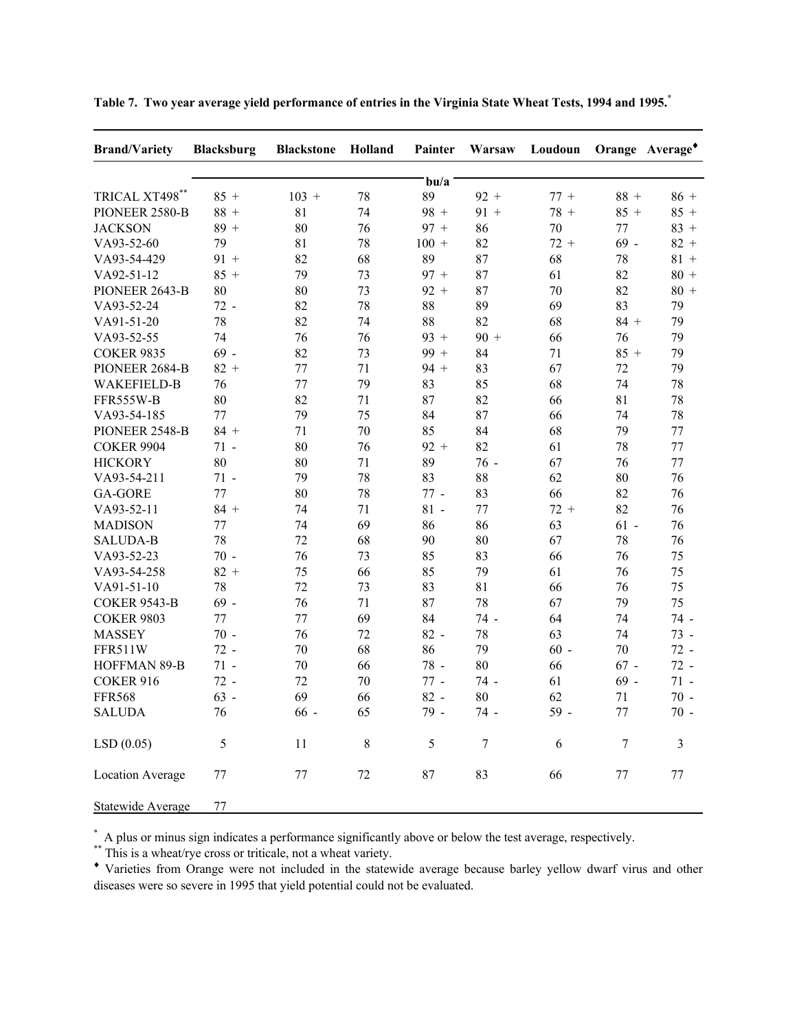**Table 7. Two year average yield performance of entries in the Virginia State Wheat Tests, 1994 and 1995.[*]**

| Brand/Variety | Blacksburg | Blackstone | Holland | Painter | Warsaw | Loudoun | Orange | Average[♦] |
|---|---|---|---|---|---|---|---|---|
| | | | | bu/a | | | | |
| TRICAL XT498[**] | 85 + | 103 + | 78 | 89 | 92 + | 77 + | 88 + | 86 + |
| PIONEER 2580-B | 88 + | 81 | 74 | 98 + | 91 + | 78 + | 85 + | 85 + |
| JACKSON | 89 + | 80 | 76 | 97 + | 86 | 70 | 77 | 83 + |
| VA93-52-60 | 79 | 81 | 78 | 100 + | 82 | 72 + | 69 - | 82 + |
| VA93-54-429 | 91 + | 82 | 68 | 89 | 87 | 68 | 78 | 81 + |
| VA92-51-12 | 85 + | 79 | 73 | 97 + | 87 | 61 | 82 | 80 + |
| PIONEER 2643-B | 80 | 80 | 73 | 92 + | 87 | 70 | 82 | 80 + |
| VA93-52-24 | 72 - | 82 | 78 | 88 | 89 | 69 | 83 | 79 |
| VA91-51-20 | 78 | 82 | 74 | 88 | 82 | 68 | 84 + | 79 |
| VA93-52-55 | 74 | 76 | 76 | 93 + | 90 + | 66 | 76 | 79 |
| COKER 9835 | 69 - | 82 | 73 | 99 + | 84 | 71 | 85 + | 79 |
| PIONEER 2684-B | 82 + | 77 | 71 | 94 + | 83 | 67 | 72 | 79 |
| WAKEFIELD-B | 76 | 77 | 79 | 83 | 85 | 68 | 74 | 78 |
| FFR555W-B | 80 | 82 | 71 | 87 | 82 | 66 | 81 | 78 |
| VA93-54-185 | 77 | 79 | 75 | 84 | 87 | 66 | 74 | 78 |
| PIONEER 2548-B | 84 + | 71 | 70 | 85 | 84 | 68 | 79 | 77 |
| COKER 9904 | 71 - | 80 | 76 | 92 + | 82 | 61 | 78 | 77 |
| HICKORY | 80 | 80 | 71 | 89 | 76 - | 67 | 76 | 77 |
| VA93-54-211 | 71 - | 79 | 78 | 83 | 88 | 62 | 80 | 76 |
| GA-GORE | 77 | 80 | 78 | 77 - | 83 | 66 | 82 | 76 |
| VA93-52-11 | 84 + | 74 | 71 | 81 - | 77 | 72 + | 82 | 76 |
| MADISON | 77 | 74 | 69 | 86 | 86 | 63 | 61 - | 76 |
| SALUDA-B | 78 | 72 | 68 | 90 | 80 | 67 | 78 | 76 |
| VA93-52-23 | 70 - | 76 | 73 | 85 | 83 | 66 | 76 | 75 |
| VA93-54-258 | 82 + | 75 | 66 | 85 | 79 | 61 | 76 | 75 |
| VA91-51-10 | 78 | 72 | 73 | 83 | 81 | 66 | 76 | 75 |
| COKER 9543-B | 69 - | 76 | 71 | 87 | 78 | 67 | 79 | 75 |
| COKER 9803 | 77 | 77 | 69 | 84 | 74 - | 64 | 74 | 74 - |
| MASSEY | 70 - | 76 | 72 | 82 - | 78 | 63 | 74 | 73 - |
| FFR511W | 72 - | 70 | 68 | 86 | 79 | 60 - | 70 | 72 - |
| HOFFMAN 89-B | 71 - | 70 | 66 | 78 - | 80 | 66 | 67 - | 72 - |
| COKER 916 | 72 - | 72 | 70 | 77 - | 74 - | 61 | 69 - | 71 - |
| FFR568 | 63 - | 69 | 66 | 82 - | 80 | 62 | 71 | 70 - |
| SALUDA | 76 | 66 - | 65 | 79 - | 74 - | 59 - | 77 | 70 - |
| LSD (0.05) | 5 | 11 | 8 | 5 | 7 | 6 | 7 | 3 |
| Location Average | 77 | 77 | 72 | 87 | 83 | 66 | 77 | 77 |
| Statewide Average | 77 | | | | | | | |

[*] A plus or minus sign indicates a performance significantly above or below the test average, respectively.

[**] This is a wheat/rye cross or triticale, not a wheat variety.

[♦] Varieties from Orange were not included in the statewide average because barley yellow dwarf virus and other diseases were so severe in 1995 that yield potential could not be evaluated.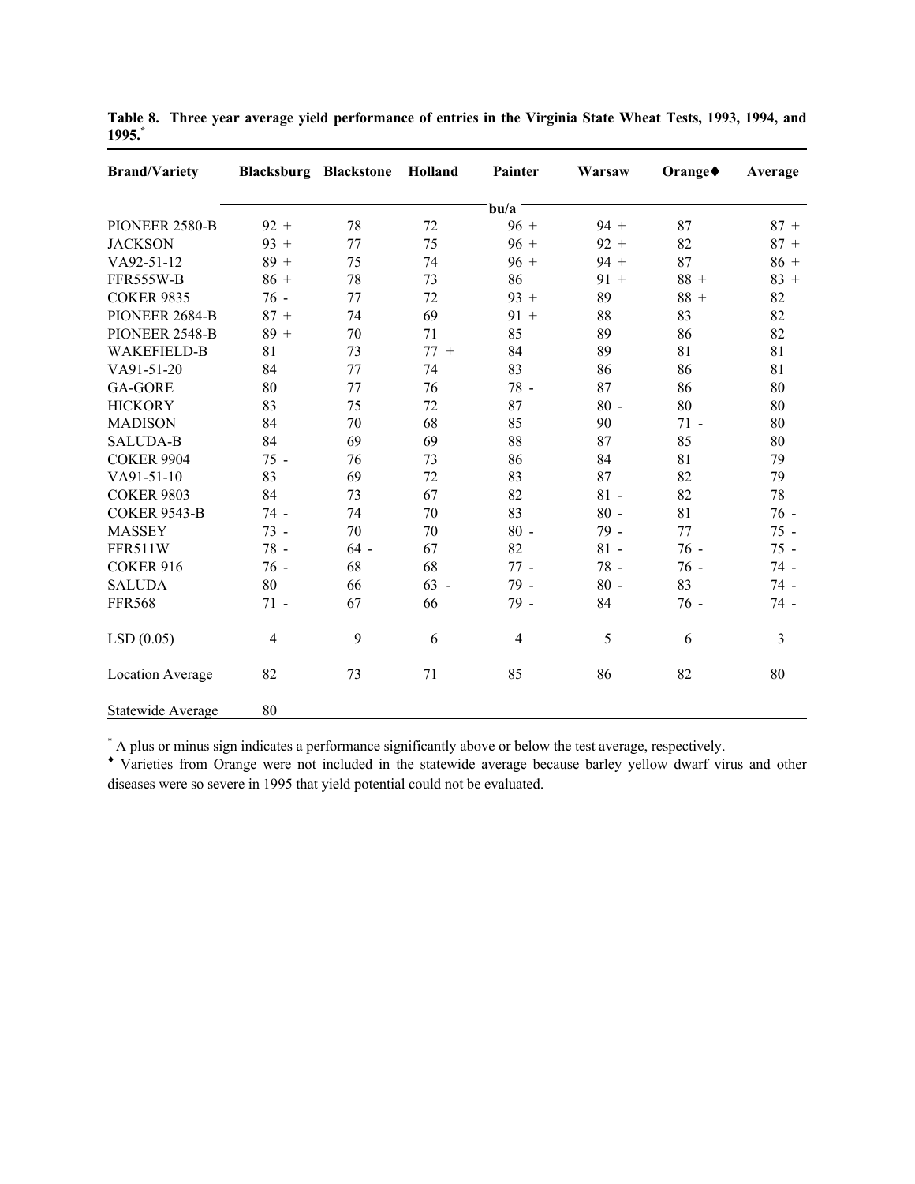**Table 8. Three year average yield performance of entries in the Virginia State Wheat Tests, 1993, 1994, and 1995.***

| Brand/Variety | Blacksburg | Blackstone | Holland | Painter | Warsaw | Orange♦ | Average |
|---|---|---|---|---|---|---|---|
| | bu/a | | | | | | |
| PIONEER 2580-B | 92 + | 78 | 72 | 96 + | 94 + | 87 | 87 + |
| JACKSON | 93 + | 77 | 75 | 96 + | 92 + | 82 | 87 + |
| VA92-51-12 | 89 + | 75 | 74 | 96 + | 94 + | 87 | 86 + |
| FFR555W-B | 86 + | 78 | 73 | 86 | 91 + | 88 + | 83 + |
| COKER 9835 | 76 - | 77 | 72 | 93 + | 89 | 88 + | 82 |
| PIONEER 2684-B | 87 + | 74 | 69 | 91 + | 88 | 83 | 82 |
| PIONEER 2548-B | 89 + | 70 | 71 | 85 | 89 | 86 | 82 |
| WAKEFIELD-B | 81 | 73 | 77 + | 84 | 89 | 81 | 81 |
| VA91-51-20 | 84 | 77 | 74 | 83 | 86 | 86 | 81 |
| GA-GORE | 80 | 77 | 76 | 78 - | 87 | 86 | 80 |
| HICKORY | 83 | 75 | 72 | 87 | 80 - | 80 | 80 |
| MADISON | 84 | 70 | 68 | 85 | 90 | 71 - | 80 |
| SALUDA-B | 84 | 69 | 69 | 88 | 87 | 85 | 80 |
| COKER 9904 | 75 - | 76 | 73 | 86 | 84 | 81 | 79 |
| VA91-51-10 | 83 | 69 | 72 | 83 | 87 | 82 | 79 |
| COKER 9803 | 84 | 73 | 67 | 82 | 81 - | 82 | 78 |
| COKER 9543-B | 74 - | 74 | 70 | 83 | 80 - | 81 | 76 - |
| MASSEY | 73 - | 70 | 70 | 80 - | 79 - | 77 | 75 - |
| FFR511W | 78 - | 64 - | 67 | 82 | 81 - | 76 - | 75 - |
| COKER 916 | 76 - | 68 | 68 | 77 - | 78 - | 76 - | 74 - |
| SALUDA | 80 | 66 | 63 - | 79 - | 80 - | 83 | 74 - |
| FFR568 | 71 - | 67 | 66 | 79 - | 84 | 76 - | 74 - |
| LSD (0.05) | 4 | 9 | 6 | 4 | 5 | 6 | 3 |
| Location Average | 82 | 73 | 71 | 85 | 86 | 82 | 80 |
| Statewide Average | 80 | | | | | | |

* A plus or minus sign indicates a performance significantly above or below the test average, respectively.

♦ Varieties from Orange were not included in the statewide average because barley yellow dwarf virus and other diseases were so severe in 1995 that yield potential could not be evaluated.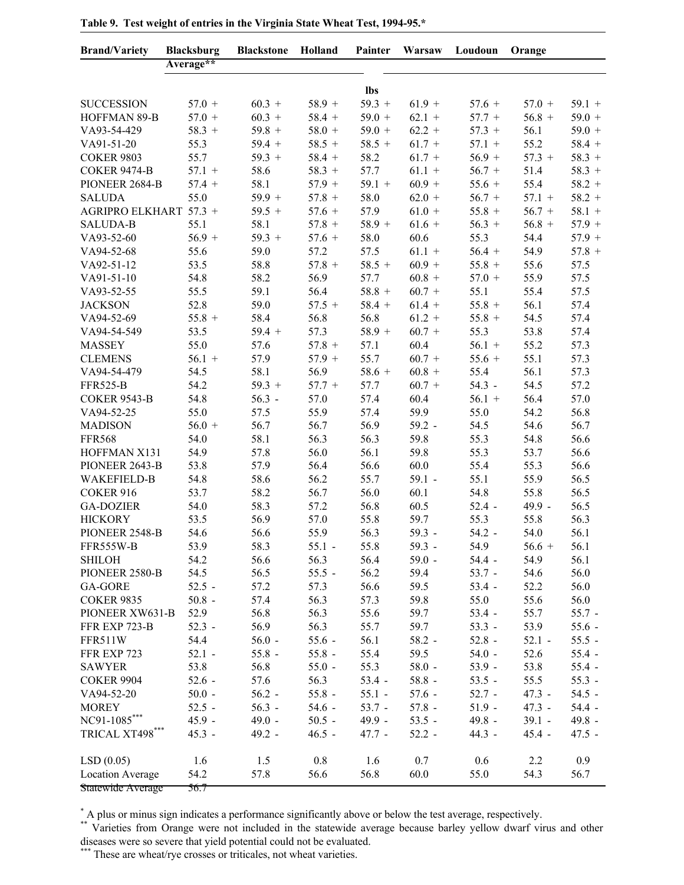**Table 9. Test weight of entries in the Virginia State Wheat Test, 1994-95.***

| Brand/Variety | Blacksburg | Blackstone | Holland | Painter | Warsaw | Loudoun | Orange | Average** |
|---|---|---|---|---|---|---|---|---|
| | | | | lbs | | | | |
| SUCCESSION | 57.0 + | 60.3 + | 58.9 + | 59.3 + | 61.9 + | 57.6 + | 57.0 + | 59.1 + |
| HOFFMAN 89-B | 57.0 + | 60.3 + | 58.4 + | 59.0 + | 62.1 + | 57.7 + | 56.8 + | 59.0 + |
| VA93-54-429 | 58.3 + | 59.8 + | 58.0 + | 59.0 + | 62.2 + | 57.3 + | 56.1 | 59.0 + |
| VA91-51-20 | 55.3 | 59.4 + | 58.5 + | 58.5 + | 61.7 + | 57.1 + | 55.2 | 58.4 + |
| COKER 9803 | 55.7 | 59.3 + | 58.4 + | 58.2 | 61.7 + | 56.9 + | 57.3 + | 58.3 + |
| COKER 9474-B | 57.1 + | 58.6 | 58.3 + | 57.7 | 61.1 + | 56.7 + | 51.4 | 58.3 + |
| PIONEER 2684-B | 57.4 + | 58.1 | 57.9 + | 59.1 + | 60.9 + | 55.6 + | 55.4 | 58.2 + |
| SALUDA | 55.0 | 59.9 + | 57.8 + | 58.0 | 62.0 + | 56.7 + | 57.1 + | 58.2 + |
| AGRIPRO ELKHART | 57.3 + | 59.5 + | 57.6 + | 57.9 | 61.0 + | 55.8 + | 56.7 + | 58.1 + |
| SALUDA-B | 55.1 | 58.1 | 57.8 + | 58.9 + | 61.6 + | 56.3 + | 56.8 + | 57.9 + |
| VA93-52-60 | 56.9 + | 59.3 + | 57.6 + | 58.0 | 60.6 | 55.3 | 54.4 | 57.9 + |
| VA94-52-68 | 55.6 | 59.0 | 57.2 | 57.5 | 61.1 + | 56.4 + | 54.9 | 57.8 + |
| VA92-51-12 | 53.5 | 58.8 | 57.8 + | 58.5 + | 60.9 + | 55.8 + | 55.6 | 57.5 |
| VA91-51-10 | 54.8 | 58.2 | 56.9 | 57.7 | 60.8 + | 57.0 + | 55.9 | 57.5 |
| VA93-52-55 | 55.5 | 59.1 | 56.4 | 58.8 + | 60.7 + | 55.1 | 55.4 | 57.5 |
| JACKSON | 52.8 | 59.0 | 57.5 + | 58.4 + | 61.4 + | 55.8 + | 56.1 | 57.4 |
| VA94-52-69 | 55.8 + | 58.4 | 56.8 | 56.8 | 61.2 + | 55.8 + | 54.5 | 57.4 |
| VA94-54-549 | 53.5 | 59.4 + | 57.3 | 58.9 + | 60.7 + | 55.3 | 53.8 | 57.4 |
| MASSEY | 55.0 | 57.6 | 57.8 + | 57.1 | 60.4 | 56.1 + | 55.2 | 57.3 |
| CLEMENS | 56.1 + | 57.9 | 57.9 + | 55.7 | 60.7 + | 55.6 + | 55.1 | 57.3 |
| VA94-54-479 | 54.5 | 58.1 | 56.9 | 58.6 + | 60.8 + | 55.4 | 56.1 | 57.3 |
| FFR525-B | 54.2 | 59.3 + | 57.7 + | 57.7 | 60.7 + | 54.3 - | 54.5 | 57.2 |
| COKER 9543-B | 54.8 | 56.3 - | 57.0 | 57.4 | 60.4 | 56.1 + | 56.4 | 57.0 |
| VA94-52-25 | 55.0 | 57.5 | 55.9 | 57.4 | 59.9 | 55.0 | 54.2 | 56.8 |
| MADISON | 56.0 + | 56.7 | 56.7 | 56.9 | 59.2 - | 54.5 | 54.6 | 56.7 |
| FFR568 | 54.0 | 58.1 | 56.3 | 56.3 | 59.8 | 55.3 | 54.8 | 56.6 |
| HOFFMAN X131 | 54.9 | 57.8 | 56.0 | 56.1 | 59.8 | 55.3 | 53.7 | 56.6 |
| PIONEER 2643-B | 53.8 | 57.9 | 56.4 | 56.6 | 60.0 | 55.4 | 55.3 | 56.6 |
| WAKEFIELD-B | 54.8 | 58.6 | 56.2 | 55.7 | 59.1 - | 55.1 | 55.9 | 56.5 |
| COKER 916 | 53.7 | 58.2 | 56.7 | 56.0 | 60.1 | 54.8 | 55.8 | 56.5 |
| GA-DOZIER | 54.0 | 58.3 | 57.2 | 56.8 | 60.5 | 52.4 - | 49.9 - | 56.5 |
| HICKORY | 53.5 | 56.9 | 57.0 | 55.8 | 59.7 | 55.3 | 55.8 | 56.3 |
| PIONEER 2548-B | 54.6 | 56.6 | 55.9 | 56.3 | 59.3 - | 54.2 - | 54.0 | 56.1 |
| FFR555W-B | 53.9 | 58.3 | 55.1 - | 55.8 | 59.3 - | 54.9 | 56.6 + | 56.1 |
| SHILOH | 54.2 | 56.6 | 56.3 | 56.4 | 59.0 - | 54.4 - | 54.9 | 56.1 |
| PIONEER 2580-B | 54.5 | 56.5 | 55.5 - | 56.2 | 59.4 | 53.7 - | 54.6 | 56.0 |
| GA-GORE | 52.5 - | 57.2 | 57.3 | 56.6 | 59.5 | 53.4 - | 52.2 | 56.0 |
| COKER 9835 | 50.8 - | 57.4 | 56.3 | 57.3 | 59.8 | 55.0 | 55.6 | 56.0 |
| PIONEER XW631-B | 52.9 | 56.8 | 56.3 | 55.6 | 59.7 | 53.4 - | 55.7 | 55.7 - |
| FFR EXP 723-B | 52.3 - | 56.9 | 56.3 | 55.7 | 59.7 | 53.3 - | 53.9 | 55.6 - |
| FFR511W | 54.4 | 56.0 - | 55.6 - | 56.1 | 58.2 - | 52.8 - | 52.1 - | 55.5 - |
| FFR EXP 723 | 52.1 - | 55.8 - | 55.8 - | 55.4 | 59.5 | 54.0 - | 52.6 | 55.4 - |
| SAWYER | 53.8 | 56.8 | 55.0 - | 55.3 | 58.0 - | 53.9 - | 53.8 | 55.4 - |
| COKER 9904 | 52.6 - | 57.6 | 56.3 | 53.4 - | 58.8 - | 53.5 - | 55.5 | 55.3 - |
| VA94-52-20 | 50.0 - | 56.2 - | 55.8 - | 55.1 - | 57.6 - | 52.7 - | 47.3 - | 54.5 - |
| MOREY | 52.5 - | 56.3 - | 54.6 - | 53.7 - | 57.8 - | 51.9 - | 47.3 - | 54.4 - |
| NC91-1085[***] | 45.9 - | 49.0 - | 50.5 - | 49.9 - | 53.5 - | 49.8 - | 39.1 - | 49.8 - |
| TRICAL XT498[***] | 45.3 - | 49.2 - | 46.5 - | 47.7 - | 52.2 - | 44.3 - | 45.4 - | 47.5 - |
| | | | | | | | | |
| LSD (0.05) | 1.6 | 1.5 | 0.8 | 1.6 | 0.7 | 0.6 | 2.2 | 0.9 |
| Location Average | 54.2 | 57.8 | 56.6 | 56.8 | 60.0 | 55.0 | 54.3 | 56.7 |
| Statewide Average | 56.7 | | | | | | | |

* A plus or minus sign indicates a performance significantly above or below the test average, respectively.
** Varieties from Orange were not included in the statewide average because barley yellow dwarf virus and other diseases were so severe that yield potential could not be evaluated.
*** These are wheat/rye crosses or triticales, not wheat varieties.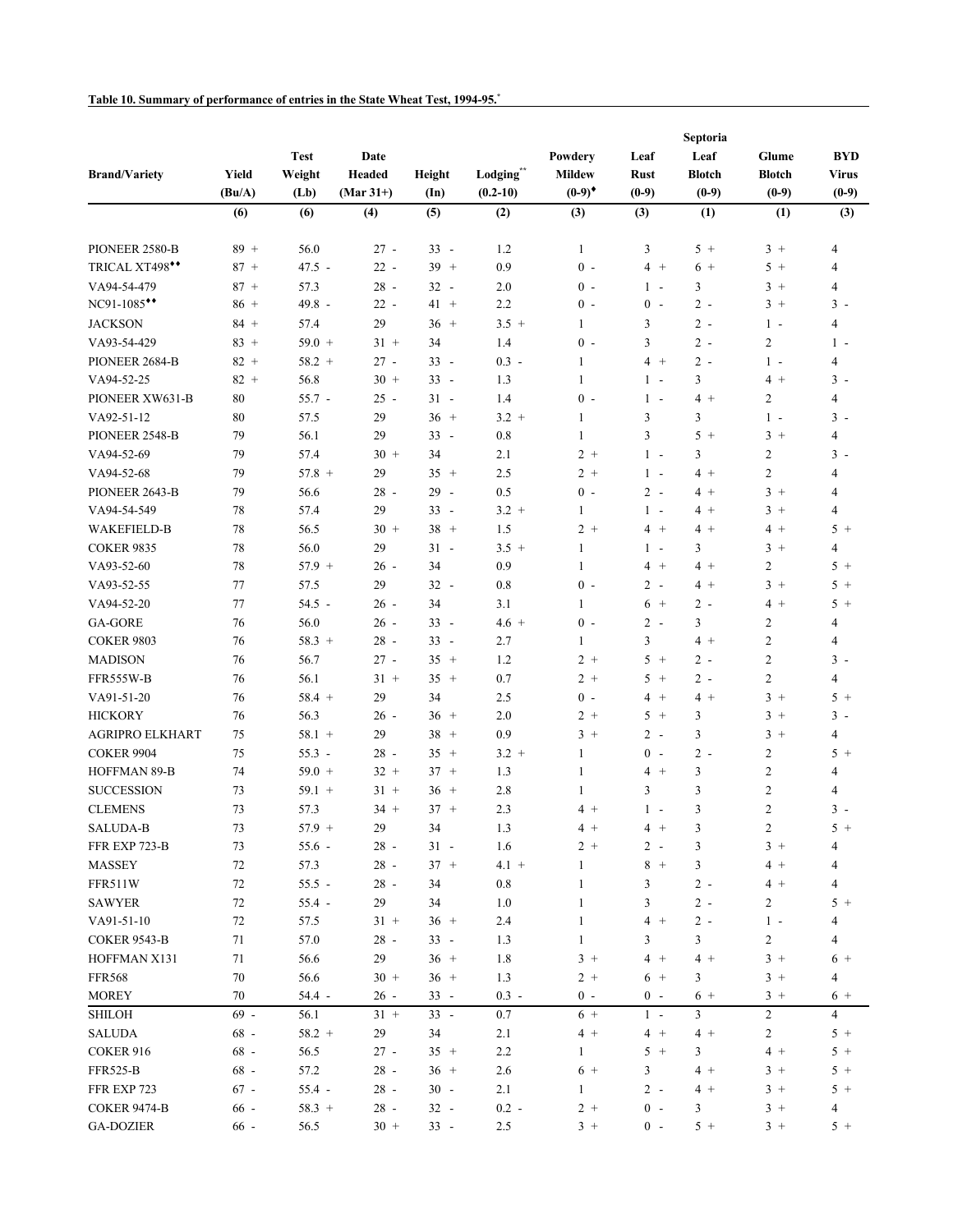**Table 10. Summary of performance of entries in the State Wheat Test, 1994-95.***

| Brand/Variety | Yield (Bu/A) | Test Weight (Lb) | Date Headed (Mar 31+) | Height (In) | Lodging** (0.2-10) | Powdery Mildew (0-9)♦ | Leaf Rust (0-9) | Septoria Leaf Blotch (0-9) | Glume Blotch (0-9) | BYD Virus (0-9) |
|---|---|---|---|---|---|---|---|---|---|---|
| | (6) | (6) | (4) | (5) | (2) | (3) | (3) | (1) | (1) | (3) |
| PIONEER 2580-B | 89 + | 56.0 | 27 - | 33 - | 1.2 | 1 | 3 | 5 + | 3 + | 4 |
| TRICAL XT498♦♦ | 87 + | 47.5 - | 22 - | 39 + | 0.9 | 0 - | 4 + | 6 + | 5 + | 4 |
| VA94-54-479 | 87 + | 57.3 | 28 - | 32 - | 2.0 | 0 - | 1 - | 3 | 3 + | 4 |
| NC91-1085♦♦ | 86 + | 49.8 - | 22 - | 41 + | 2.2 | 0 - | 0 - | 2 - | 3 + | 3 - |
| JACKSON | 84 + | 57.4 | 29 | 36 + | 3.5 + | 1 | 3 | 2 - | 1 - | 4 |
| VA93-54-429 | 83 + | 59.0 + | 31 + | 34 | 1.4 | 0 - | 3 | 2 - | 2 | 1 - |
| PIONEER 2684-B | 82 + | 58.2 + | 27 - | 33 - | 0.3 - | 1 | 4 + | 2 - | 1 - | 4 |
| VA94-52-25 | 82 + | 56.8 | 30 + | 33 - | 1.3 | 1 | 1 - | 3 | 4 + | 3 - |
| PIONEER XW631-B | 80 | 55.7 - | 25 - | 31 - | 1.4 | 0 - | 1 - | 4 + | 2 | 4 |
| VA92-51-12 | 80 | 57.5 | 29 | 36 + | 3.2 + | 1 | 3 | 3 | 1 - | 3 - |
| PIONEER 2548-B | 79 | 56.1 | 29 | 33 - | 0.8 | 1 | 3 | 5 + | 3 + | 4 |
| VA94-52-69 | 79 | 57.4 | 30 + | 34 | 2.1 | 2 + | 1 - | 3 | 2 | 3 - |
| VA94-52-68 | 79 | 57.8 + | 29 | 35 + | 2.5 | 2 + | 1 - | 4 + | 2 | 4 |
| PIONEER 2643-B | 79 | 56.6 | 28 - | 29 - | 0.5 | 0 - | 2 - | 4 + | 3 + | 4 |
| VA94-54-549 | 78 | 57.4 | 29 | 33 - | 3.2 + | 1 | 1 - | 4 + | 3 + | 4 |
| WAKEFIELD-B | 78 | 56.5 | 30 + | 38 + | 1.5 | 2 + | 4 + | 4 + | 4 + | 5 + |
| COKER 9835 | 78 | 56.0 | 29 | 31 - | 3.5 + | 1 | 1 - | 3 | 3 + | 4 |
| VA93-52-60 | 78 | 57.9 + | 26 - | 34 | 0.9 | 1 | 4 + | 4 + | 2 | 5 + |
| VA93-52-55 | 77 | 57.5 | 29 | 32 - | 0.8 | 0 - | 2 - | 4 + | 3 + | 5 + |
| VA94-52-20 | 77 | 54.5 - | 26 - | 34 | 3.1 | 1 | 6 + | 2 - | 4 + | 5 + |
| GA-GORE | 76 | 56.0 | 26 - | 33 - | 4.6 + | 0 - | 2 - | 3 | 2 | 4 |
| COKER 9803 | 76 | 58.3 + | 28 - | 33 - | 2.7 | 1 | 3 | 4 + | 2 | 4 |
| MADISON | 76 | 56.7 | 27 - | 35 + | 1.2 | 2 + | 5 + | 2 - | 2 | 3 - |
| FFR555W-B | 76 | 56.1 | 31 + | 35 + | 0.7 | 2 + | 5 + | 2 - | 2 | 4 |
| VA91-51-20 | 76 | 58.4 + | 29 | 34 | 2.5 | 0 - | 4 + | 4 + | 3 + | 5 + |
| HICKORY | 76 | 56.3 | 26 - | 36 + | 2.0 | 2 + | 5 + | 3 | 3 + | 3 - |
| AGRIPRO ELKHART | 75 | 58.1 + | 29 | 38 + | 0.9 | 3 + | 2 - | 3 | 3 + | 4 |
| COKER 9904 | 75 | 55.3 - | 28 - | 35 + | 3.2 + | 1 | 0 - | 2 - | 2 | 5 + |
| HOFFMAN 89-B | 74 | 59.0 + | 32 + | 37 + | 1.3 | 1 | 4 + | 3 | 2 | 4 |
| SUCCESSION | 73 | 59.1 + | 31 + | 36 + | 2.8 | 1 | 3 | 3 | 2 | 4 |
| CLEMENS | 73 | 57.3 | 34 + | 37 + | 2.3 | 4 + | 1 - | 3 | 2 | 3 - |
| SALUDA-B | 73 | 57.9 + | 29 | 34 | 1.3 | 4 + | 4 + | 3 | 2 | 5 + |
| FFR EXP 723-B | 73 | 55.6 - | 28 - | 31 - | 1.6 | 2 + | 2 - | 3 | 3 + | 4 |
| MASSEY | 72 | 57.3 | 28 - | 37 + | 4.1 + | 1 | 8 + | 3 | 4 + | 4 |
| FFR511W | 72 | 55.5 - | 28 - | 34 | 0.8 | 1 | 3 | 2 - | 4 + | 4 |
| SAWYER | 72 | 55.4 - | 29 | 34 | 1.0 | 1 | 3 | 2 - | 2 | 5 + |
| VA91-51-10 | 72 | 57.5 | 31 + | 36 + | 2.4 | 1 | 4 + | 2 - | 1 - | 4 |
| COKER 9543-B | 71 | 57.0 | 28 - | 33 - | 1.3 | 1 | 3 | 3 | 2 | 4 |
| HOFFMAN X131 | 71 | 56.6 | 29 | 36 + | 1.8 | 3 + | 4 + | 4 + | 3 + | 6 + |
| FFR568 | 70 | 56.6 | 30 + | 36 + | 1.3 | 2 + | 6 + | 3 | 3 + | 4 |
| MOREY | 70 | 54.4 - | 26 - | 33 - | 0.3 - | 0 - | 0 - | 6 + | 3 + | 6 + |
| SHILOH | 69 - | 56.1 | 31 + | 33 - | 0.7 | 6 + | 1 - | 3 | 2 | 4 |
| SALUDA | 68 - | 58.2 + | 29 | 34 | 2.1 | 4 + | 4 + | 4 + | 2 | 5 + |
| COKER 916 | 68 - | 56.5 | 27 - | 35 + | 2.2 | 1 | 5 + | 3 | 4 + | 5 + |
| FFR525-B | 68 - | 57.2 | 28 - | 36 + | 2.6 | 6 + | 3 | 4 + | 3 + | 5 + |
| FFR EXP 723 | 67 - | 55.4 - | 28 - | 30 - | 2.1 | 1 | 2 - | 4 + | 3 + | 5 + |
| COKER 9474-B | 66 - | 58.3 + | 28 - | 32 - | 0.2 - | 2 + | 0 - | 3 | 3 + | 4 |
| GA-DOZIER | 66 - | 56.5 | 30 + | 33 - | 2.5 | 3 + | 0 - | 5 + | 3 + | 5 + |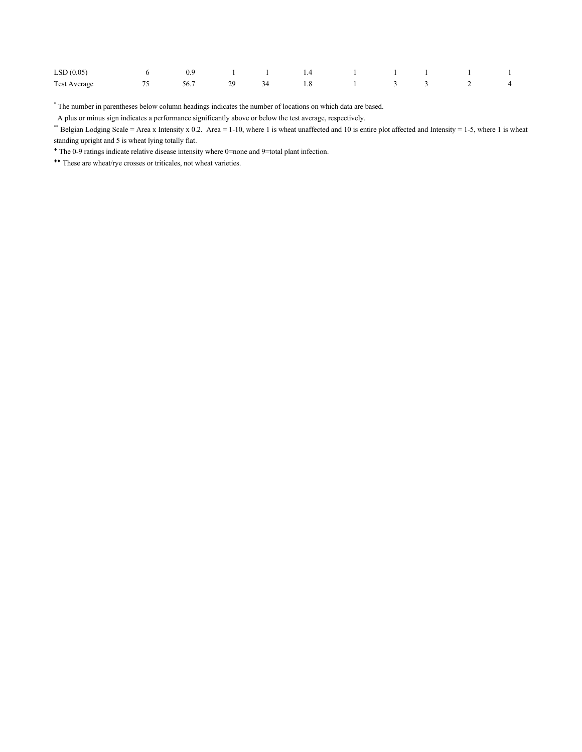| | | | | | | | | | | |
|---|---|---|---|---|---|---|---|---|---|---|
| LSD (0.05) | 6 | 0.9 | 1 | 1 | 1.4 | 1 | 1 | 1 | 1 | 1 |
| Test Average | 75 | 56.7 | 29 | 34 | 1.8 | 1 | 3 | 3 | 2 | 4 |

* The number in parentheses below column headings indicates the number of locations on which data are based.
A plus or minus sign indicates a performance significantly above or below the test average, respectively.

** Belgian Lodging Scale = Area x Intensity x 0.2. Area = 1-10, where 1 is wheat unaffected and 10 is entire plot affected and Intensity = 1-5, where 1 is wheat standing upright and 5 is wheat lying totally flat.

♦ The 0-9 ratings indicate relative disease intensity where 0=none and 9=total plant infection.

♦♦ These are wheat/rye crosses or triticales, not wheat varieties.